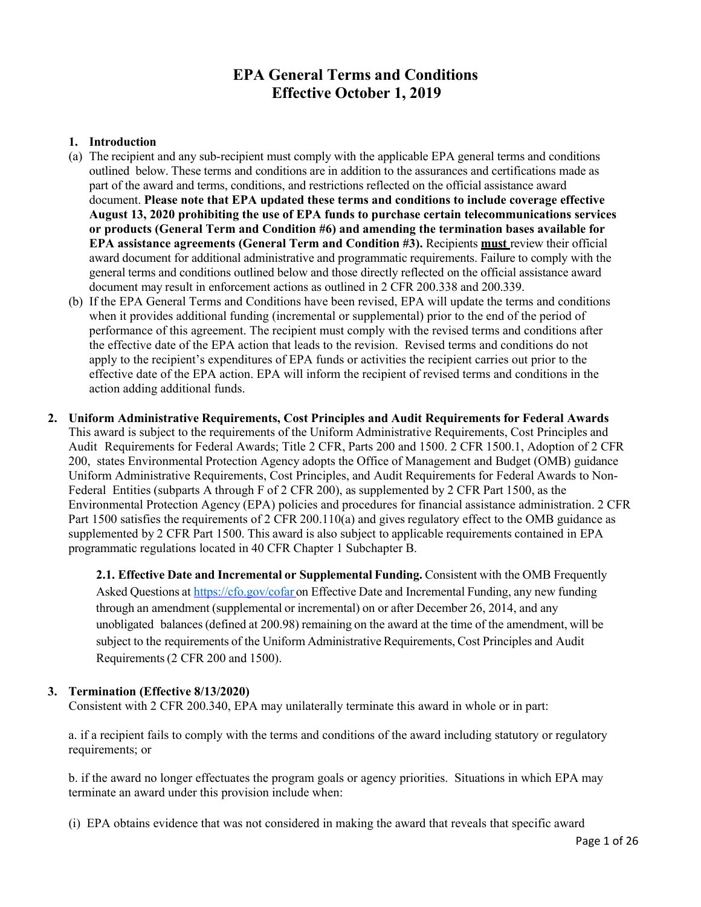# EPA General Terms and Conditions
# Effective October 1, 2019

## 1. Introduction

(a) The recipient and any sub-recipient must comply with the applicable EPA general terms and conditions outlined below. These terms and conditions are in addition to the assurances and certifications made as part of the award and terms, conditions, and restrictions reflected on the official assistance award document. **Please note that EPA updated these terms and conditions to include coverage effective August 13, 2020 prohibiting the use of EPA funds to purchase certain telecommunications services or products (General Term and Condition #6) and amending the termination bases available for EPA assistance agreements (General Term and Condition #3).** Recipients **must** review their official award document for additional administrative and programmatic requirements. Failure to comply with the general terms and conditions outlined below and those directly reflected on the official assistance award document may result in enforcement actions as outlined in 2 CFR 200.338 and 200.339.

(b) If the EPA General Terms and Conditions have been revised, EPA will update the terms and conditions when it provides additional funding (incremental or supplemental) prior to the end of the period of performance of this agreement. The recipient must comply with the revised terms and conditions after the effective date of the EPA action that leads to the revision. Revised terms and conditions do not apply to the recipient's expenditures of EPA funds or activities the recipient carries out prior to the effective date of the EPA action. EPA will inform the recipient of revised terms and conditions in the action adding additional funds.

## 2. Uniform Administrative Requirements, Cost Principles and Audit Requirements for Federal Awards

This award is subject to the requirements of the Uniform Administrative Requirements, Cost Principles and Audit Requirements for Federal Awards; Title 2 CFR, Parts 200 and 1500. 2 CFR 1500.1, Adoption of 2 CFR 200, states Environmental Protection Agency adopts the Office of Management and Budget (OMB) guidance Uniform Administrative Requirements, Cost Principles, and Audit Requirements for Federal Awards to Non-Federal Entities (subparts A through F of 2 CFR 200), as supplemented by 2 CFR Part 1500, as the Environmental Protection Agency (EPA) policies and procedures for financial assistance administration. 2 CFR Part 1500 satisfies the requirements of 2 CFR 200.110(a) and gives regulatory effect to the OMB guidance as supplemented by 2 CFR Part 1500. This award is also subject to applicable requirements contained in EPA programmatic regulations located in 40 CFR Chapter 1 Subchapter B.

**2.1. Effective Date and Incremental or Supplemental Funding.** Consistent with the OMB Frequently Asked Questions at https://cfo.gov/cofar on Effective Date and Incremental Funding, any new funding through an amendment (supplemental or incremental) on or after December 26, 2014, and any unobligated balances (defined at 200.98) remaining on the award at the time of the amendment, will be subject to the requirements of the Uniform Administrative Requirements, Cost Principles and Audit Requirements (2 CFR 200 and 1500).

## 3. Termination (Effective 8/13/2020)

Consistent with 2 CFR 200.340, EPA may unilaterally terminate this award in whole or in part:

a. if a recipient fails to comply with the terms and conditions of the award including statutory or regulatory requirements; or

b. if the award no longer effectuates the program goals or agency priorities. Situations in which EPA may terminate an award under this provision include when:

(i) EPA obtains evidence that was not considered in making the award that reveals that specific award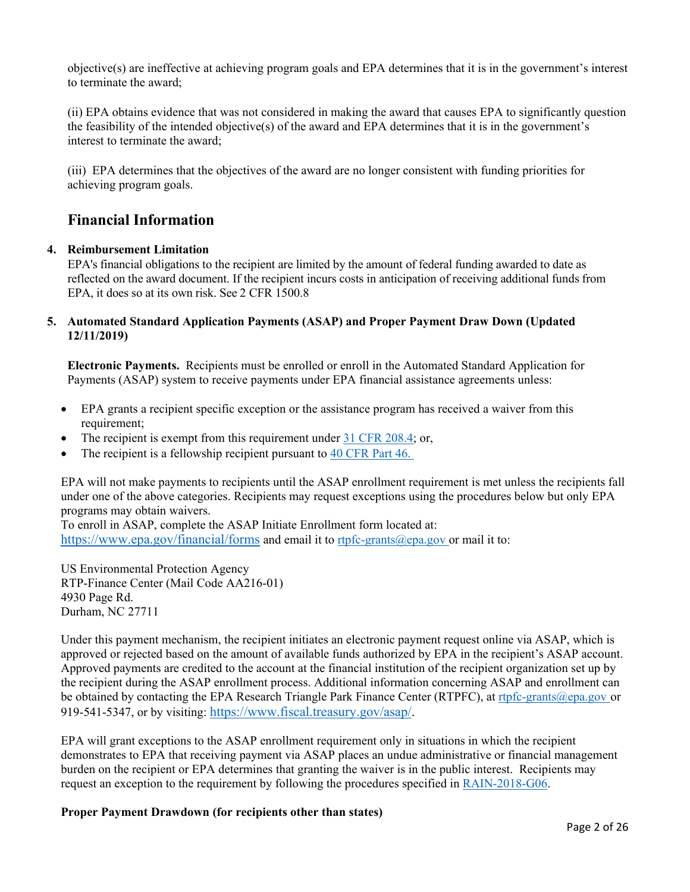objective(s) are ineffective at achieving program goals and EPA determines that it is in the government's interest to terminate the award;

(ii) EPA obtains evidence that was not considered in making the award that causes EPA to significantly question the feasibility of the intended objective(s) of the award and EPA determines that it is in the government's interest to terminate the award;

(iii) EPA determines that the objectives of the award are no longer consistent with funding priorities for achieving program goals.

## Financial Information

4. **Reimbursement Limitation**
   EPA's financial obligations to the recipient are limited by the amount of federal funding awarded to date as reflected on the award document. If the recipient incurs costs in anticipation of receiving additional funds from EPA, it does so at its own risk. See 2 CFR 1500.8

5. **Automated Standard Application Payments (ASAP) and Proper Payment Draw Down (Updated 12/11/2019)**

   **Electronic Payments.** Recipients must be enrolled or enroll in the Automated Standard Application for Payments (ASAP) system to receive payments under EPA financial assistance agreements unless:

   - EPA grants a recipient specific exception or the assistance program has received a waiver from this requirement;
   - The recipient is exempt from this requirement under 31 CFR 208.4; or,
   - The recipient is a fellowship recipient pursuant to 40 CFR Part 46.

EPA will not make payments to recipients until the ASAP enrollment requirement is met unless the recipients fall under one of the above categories. Recipients may request exceptions using the procedures below but only EPA programs may obtain waivers.
To enroll in ASAP, complete the ASAP Initiate Enrollment form located at: https://www.epa.gov/financial/forms and email it to rtpfc-grants@epa.gov or mail it to:

US Environmental Protection Agency
RTP-Finance Center (Mail Code AA216-01)
4930 Page Rd.
Durham, NC 27711

Under this payment mechanism, the recipient initiates an electronic payment request online via ASAP, which is approved or rejected based on the amount of available funds authorized by EPA in the recipient's ASAP account. Approved payments are credited to the account at the financial institution of the recipient organization set up by the recipient during the ASAP enrollment process. Additional information concerning ASAP and enrollment can be obtained by contacting the EPA Research Triangle Park Finance Center (RTPFC), at rtpfc-grants@epa.gov or 919-541-5347, or by visiting: https://www.fiscal.treasury.gov/asap/.

EPA will grant exceptions to the ASAP enrollment requirement only in situations in which the recipient demonstrates to EPA that receiving payment via ASAP places an undue administrative or financial management burden on the recipient or EPA determines that granting the waiver is in the public interest. Recipients may request an exception to the requirement by following the procedures specified in RAIN-2018-G06.

**Proper Payment Drawdown (for recipients other than states)**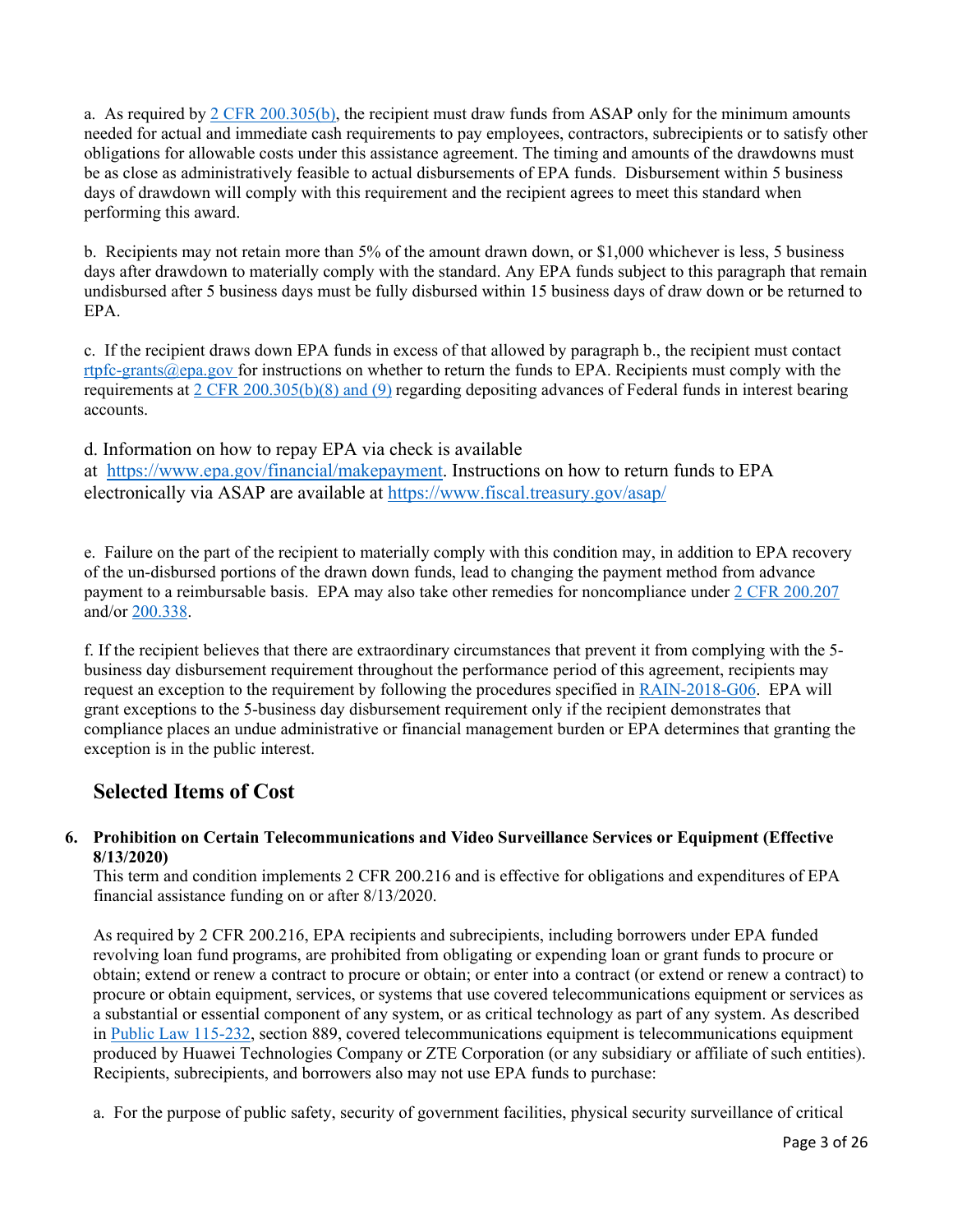a. As required by [2 CFR 200.305(b)](#), the recipient must draw funds from ASAP only for the minimum amounts needed for actual and immediate cash requirements to pay employees, contractors, subrecipients or to satisfy other obligations for allowable costs under this assistance agreement. The timing and amounts of the drawdowns must be as close as administratively feasible to actual disbursements of EPA funds. Disbursement within 5 business days of drawdown will comply with this requirement and the recipient agrees to meet this standard when performing this award.

b. Recipients may not retain more than 5% of the amount drawn down, or $1,000 whichever is less, 5 business days after drawdown to materially comply with the standard. Any EPA funds subject to this paragraph that remain undisbursed after 5 business days must be fully disbursed within 15 business days of draw down or be returned to EPA.

c. If the recipient draws down EPA funds in excess of that allowed by paragraph b., the recipient must contact rtpfc-grants@epa.gov for instructions on whether to return the funds to EPA. Recipients must comply with the requirements at 2 CFR 200.305(b)(8) and (9) regarding depositing advances of Federal funds in interest bearing accounts.

d. Information on how to repay EPA via check is available at https://www.epa.gov/financial/makepayment. Instructions on how to return funds to EPA electronically via ASAP are available at https://www.fiscal.treasury.gov/asap/

e. Failure on the part of the recipient to materially comply with this condition may, in addition to EPA recovery of the un-disbursed portions of the drawn down funds, lead to changing the payment method from advance payment to a reimbursable basis. EPA may also take other remedies for noncompliance under 2 CFR 200.207 and/or 200.338.

f. If the recipient believes that there are extraordinary circumstances that prevent it from complying with the 5-business day disbursement requirement throughout the performance period of this agreement, recipients may request an exception to the requirement by following the procedures specified in RAIN-2018-G06. EPA will grant exceptions to the 5-business day disbursement requirement only if the recipient demonstrates that compliance places an undue administrative or financial management burden or EPA determines that granting the exception is in the public interest.

## Selected Items of Cost

**6. Prohibition on Certain Telecommunications and Video Surveillance Services or Equipment (Effective 8/13/2020)**

This term and condition implements 2 CFR 200.216 and is effective for obligations and expenditures of EPA financial assistance funding on or after 8/13/2020.

As required by 2 CFR 200.216, EPA recipients and subrecipients, including borrowers under EPA funded revolving loan fund programs, are prohibited from obligating or expending loan or grant funds to procure or obtain; extend or renew a contract to procure or obtain; or enter into a contract (or extend or renew a contract) to procure or obtain equipment, services, or systems that use covered telecommunications equipment or services as a substantial or essential component of any system, or as critical technology as part of any system. As described in Public Law 115-232, section 889, covered telecommunications equipment is telecommunications equipment produced by Huawei Technologies Company or ZTE Corporation (or any subsidiary or affiliate of such entities). Recipients, subrecipients, and borrowers also may not use EPA funds to purchase:

a. For the purpose of public safety, security of government facilities, physical security surveillance of critical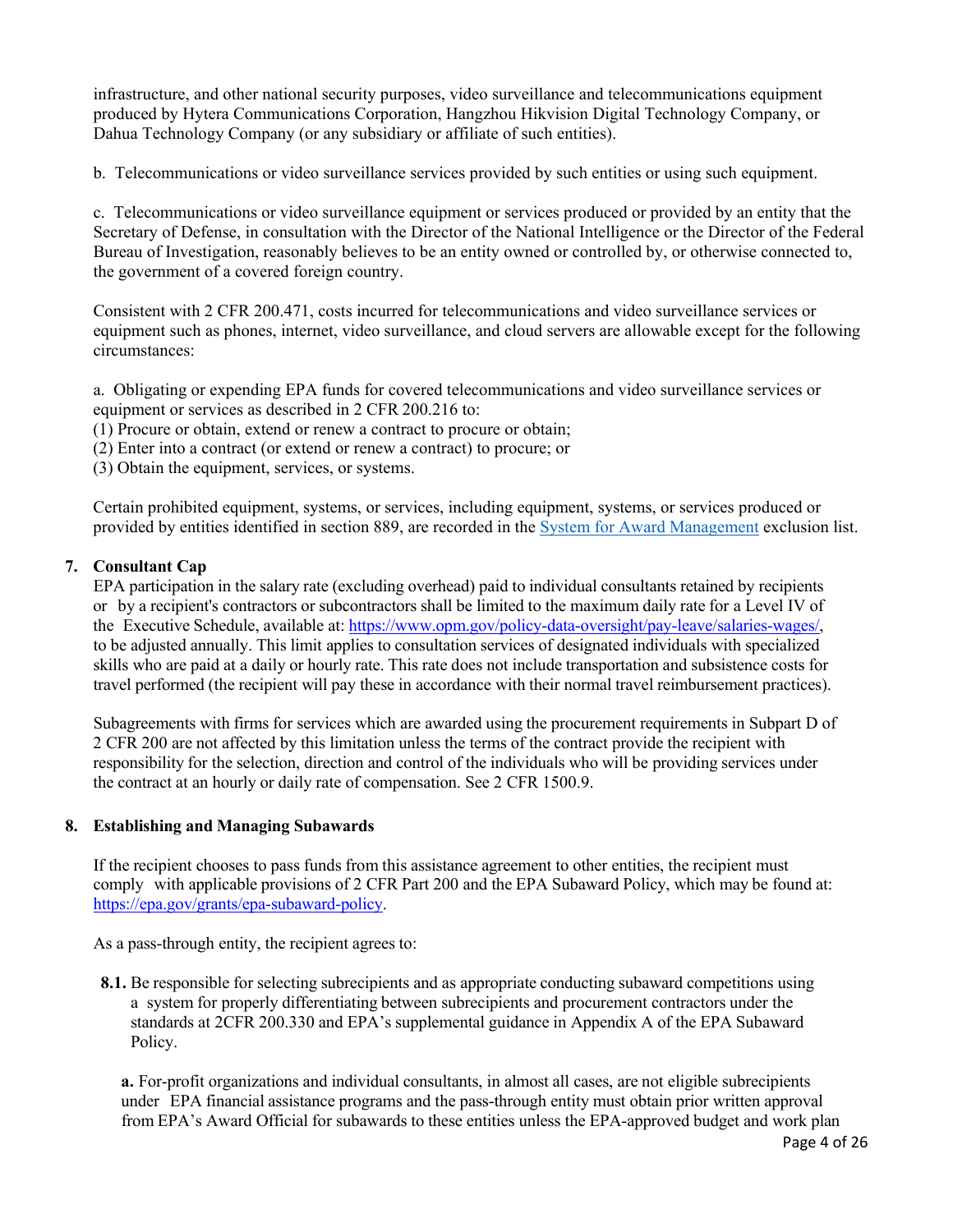infrastructure, and other national security purposes, video surveillance and telecommunications equipment produced by Hytera Communications Corporation, Hangzhou Hikvision Digital Technology Company, or Dahua Technology Company (or any subsidiary or affiliate of such entities).

b. Telecommunications or video surveillance services provided by such entities or using such equipment.

c. Telecommunications or video surveillance equipment or services produced or provided by an entity that the Secretary of Defense, in consultation with the Director of the National Intelligence or the Director of the Federal Bureau of Investigation, reasonably believes to be an entity owned or controlled by, or otherwise connected to, the government of a covered foreign country.

Consistent with 2 CFR 200.471, costs incurred for telecommunications and video surveillance services or equipment such as phones, internet, video surveillance, and cloud servers are allowable except for the following circumstances:

a. Obligating or expending EPA funds for covered telecommunications and video surveillance services or equipment or services as described in 2 CFR 200.216 to:
(1) Procure or obtain, extend or renew a contract to procure or obtain;
(2) Enter into a contract (or extend or renew a contract) to procure; or
(3) Obtain the equipment, services, or systems.

Certain prohibited equipment, systems, or services, including equipment, systems, or services produced or provided by entities identified in section 889, are recorded in the System for Award Management exclusion list.

**7. Consultant Cap**

EPA participation in the salary rate (excluding overhead) paid to individual consultants retained by recipients or by a recipient's contractors or subcontractors shall be limited to the maximum daily rate for a Level IV of the Executive Schedule, available at: https://www.opm.gov/policy-data-oversight/pay-leave/salaries-wages/, to be adjusted annually. This limit applies to consultation services of designated individuals with specialized skills who are paid at a daily or hourly rate. This rate does not include transportation and subsistence costs for travel performed (the recipient will pay these in accordance with their normal travel reimbursement practices).

Subagreements with firms for services which are awarded using the procurement requirements in Subpart D of 2 CFR 200 are not affected by this limitation unless the terms of the contract provide the recipient with responsibility for the selection, direction and control of the individuals who will be providing services under the contract at an hourly or daily rate of compensation. See 2 CFR 1500.9.

**8. Establishing and Managing Subawards**

If the recipient chooses to pass funds from this assistance agreement to other entities, the recipient must comply with applicable provisions of 2 CFR Part 200 and the EPA Subaward Policy, which may be found at: https://epa.gov/grants/epa-subaward-policy.

As a pass-through entity, the recipient agrees to:

**8.1.** Be responsible for selecting subrecipients and as appropriate conducting subaward competitions using a system for properly differentiating between subrecipients and procurement contractors under the standards at 2CFR 200.330 and EPA's supplemental guidance in Appendix A of the EPA Subaward Policy.

**a.** For-profit organizations and individual consultants, in almost all cases, are not eligible subrecipients under EPA financial assistance programs and the pass-through entity must obtain prior written approval from EPA's Award Official for subawards to these entities unless the EPA-approved budget and work plan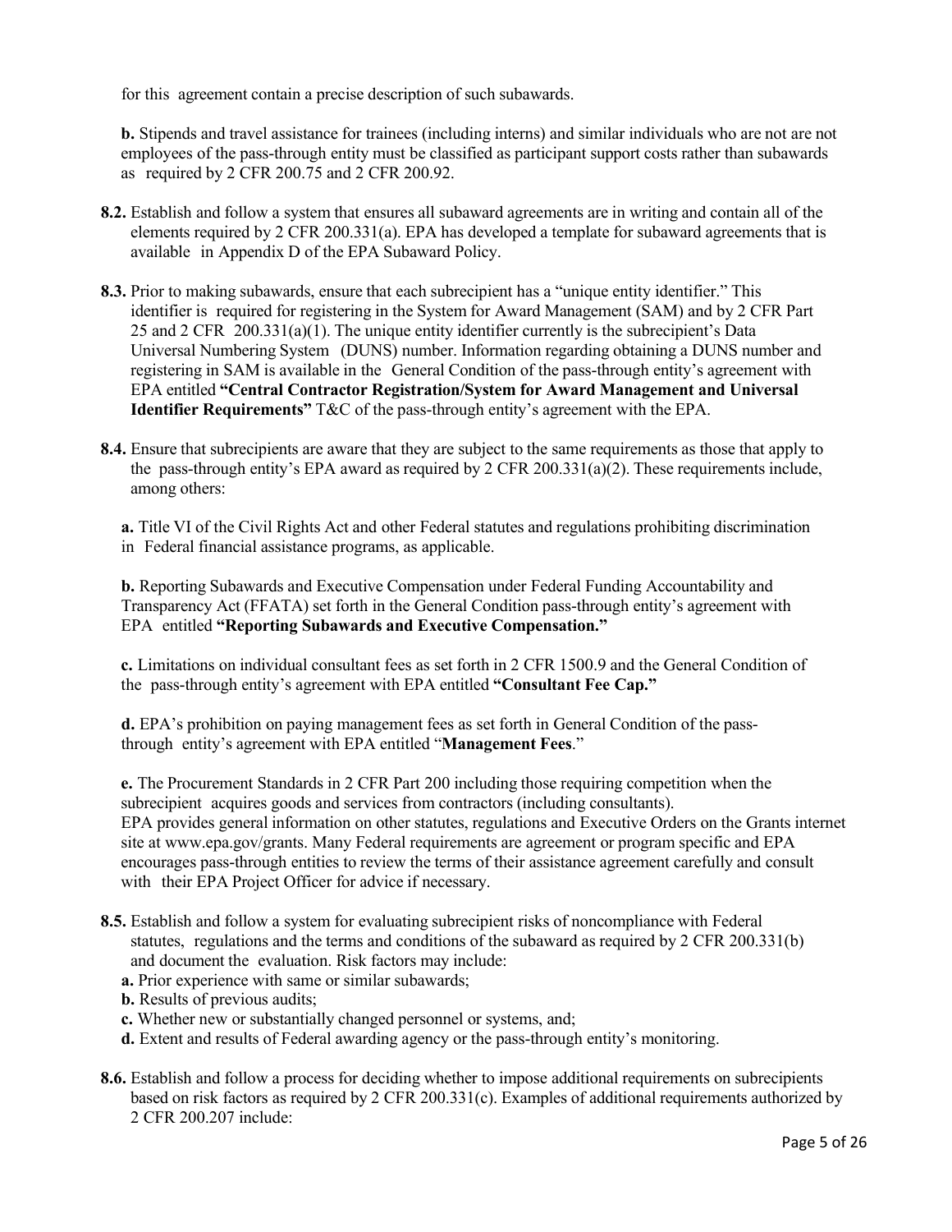for this agreement contain a precise description of such subawards.

**b.** Stipends and travel assistance for trainees (including interns) and similar individuals who are not are not employees of the pass-through entity must be classified as participant support costs rather than subawards as required by 2 CFR 200.75 and 2 CFR 200.92.

**8.2.** Establish and follow a system that ensures all subaward agreements are in writing and contain all of the elements required by 2 CFR 200.331(a). EPA has developed a template for subaward agreements that is available in Appendix D of the EPA Subaward Policy.

**8.3.** Prior to making subawards, ensure that each subrecipient has a "unique entity identifier." This identifier is required for registering in the System for Award Management (SAM) and by 2 CFR Part 25 and 2 CFR 200.331(a)(1). The unique entity identifier currently is the subrecipient's Data Universal Numbering System (DUNS) number. Information regarding obtaining a DUNS number and registering in SAM is available in the General Condition of the pass-through entity's agreement with EPA entitled **"Central Contractor Registration/System for Award Management and Universal Identifier Requirements"** T&C of the pass-through entity's agreement with the EPA.

**8.4.** Ensure that subrecipients are aware that they are subject to the same requirements as those that apply to the pass-through entity's EPA award as required by 2 CFR 200.331(a)(2). These requirements include, among others:

**a.** Title VI of the Civil Rights Act and other Federal statutes and regulations prohibiting discrimination in Federal financial assistance programs, as applicable.

**b.** Reporting Subawards and Executive Compensation under Federal Funding Accountability and Transparency Act (FFATA) set forth in the General Condition pass-through entity's agreement with EPA entitled **"Reporting Subawards and Executive Compensation."**

**c.** Limitations on individual consultant fees as set forth in 2 CFR 1500.9 and the General Condition of the pass-through entity's agreement with EPA entitled **"Consultant Fee Cap."**

**d.** EPA's prohibition on paying management fees as set forth in General Condition of the pass-through entity's agreement with EPA entitled "**Management Fees**."

**e.** The Procurement Standards in 2 CFR Part 200 including those requiring competition when the subrecipient acquires goods and services from contractors (including consultants).
EPA provides general information on other statutes, regulations and Executive Orders on the Grants internet site at www.epa.gov/grants. Many Federal requirements are agreement or program specific and EPA encourages pass-through entities to review the terms of their assistance agreement carefully and consult with their EPA Project Officer for advice if necessary.

**8.5.** Establish and follow a system for evaluating subrecipient risks of noncompliance with Federal statutes, regulations and the terms and conditions of the subaward as required by 2 CFR 200.331(b) and document the evaluation. Risk factors may include:

**a.** Prior experience with same or similar subawards;
**b.** Results of previous audits;
**c.** Whether new or substantially changed personnel or systems, and;
**d.** Extent and results of Federal awarding agency or the pass-through entity's monitoring.

**8.6.** Establish and follow a process for deciding whether to impose additional requirements on subrecipients based on risk factors as required by 2 CFR 200.331(c). Examples of additional requirements authorized by 2 CFR 200.207 include: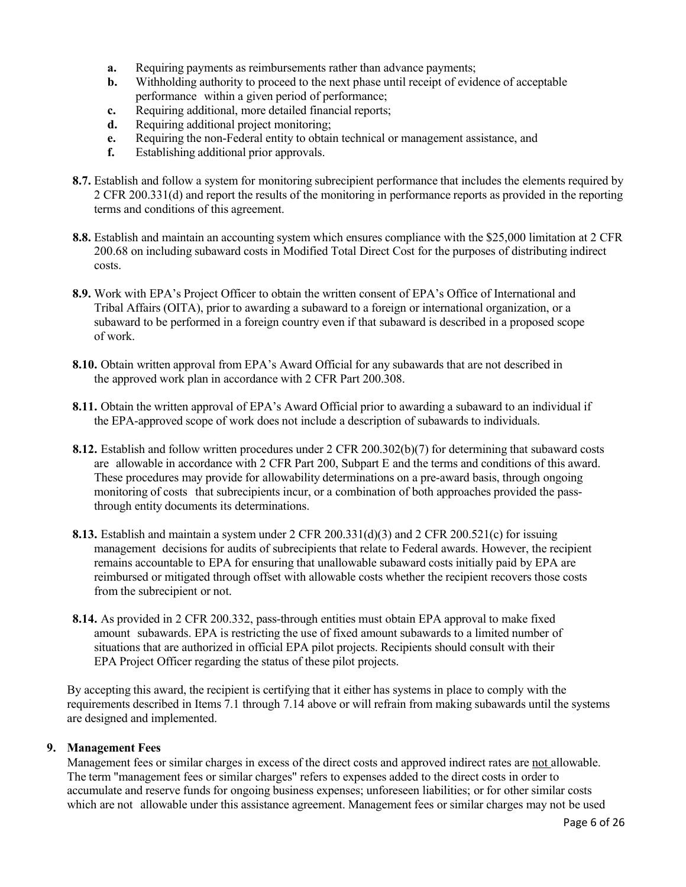- **a.** Requiring payments as reimbursements rather than advance payments;
- **b.** Withholding authority to proceed to the next phase until receipt of evidence of acceptable performance within a given period of performance;
- **c.** Requiring additional, more detailed financial reports;
- **d.** Requiring additional project monitoring;
- **e.** Requiring the non-Federal entity to obtain technical or management assistance, and
- **f.** Establishing additional prior approvals.

**8.7.** Establish and follow a system for monitoring subrecipient performance that includes the elements required by 2 CFR 200.331(d) and report the results of the monitoring in performance reports as provided in the reporting terms and conditions of this agreement.

**8.8.** Establish and maintain an accounting system which ensures compliance with the $25,000 limitation at 2 CFR 200.68 on including subaward costs in Modified Total Direct Cost for the purposes of distributing indirect costs.

**8.9.** Work with EPA's Project Officer to obtain the written consent of EPA's Office of International and Tribal Affairs (OITA), prior to awarding a subaward to a foreign or international organization, or a subaward to be performed in a foreign country even if that subaward is described in a proposed scope of work.

**8.10.** Obtain written approval from EPA's Award Official for any subawards that are not described in the approved work plan in accordance with 2 CFR Part 200.308.

**8.11.** Obtain the written approval of EPA's Award Official prior to awarding a subaward to an individual if the EPA-approved scope of work does not include a description of subawards to individuals.

**8.12.** Establish and follow written procedures under 2 CFR 200.302(b)(7) for determining that subaward costs are allowable in accordance with 2 CFR Part 200, Subpart E and the terms and conditions of this award. These procedures may provide for allowability determinations on a pre-award basis, through ongoing monitoring of costs that subrecipients incur, or a combination of both approaches provided the pass-through entity documents its determinations.

**8.13.** Establish and maintain a system under 2 CFR 200.331(d)(3) and 2 CFR 200.521(c) for issuing management decisions for audits of subrecipients that relate to Federal awards. However, the recipient remains accountable to EPA for ensuring that unallowable subaward costs initially paid by EPA are reimbursed or mitigated through offset with allowable costs whether the recipient recovers those costs from the subrecipient or not.

**8.14.** As provided in 2 CFR 200.332, pass-through entities must obtain EPA approval to make fixed amount subawards. EPA is restricting the use of fixed amount subawards to a limited number of situations that are authorized in official EPA pilot projects. Recipients should consult with their EPA Project Officer regarding the status of these pilot projects.

By accepting this award, the recipient is certifying that it either has systems in place to comply with the requirements described in Items 7.1 through 7.14 above or will refrain from making subawards until the systems are designed and implemented.

## 9. Management Fees

Management fees or similar charges in excess of the direct costs and approved indirect rates are <u>not</u> allowable. The term "management fees or similar charges" refers to expenses added to the direct costs in order to accumulate and reserve funds for ongoing business expenses; unforeseen liabilities; or for other similar costs which are not allowable under this assistance agreement. Management fees or similar charges may not be used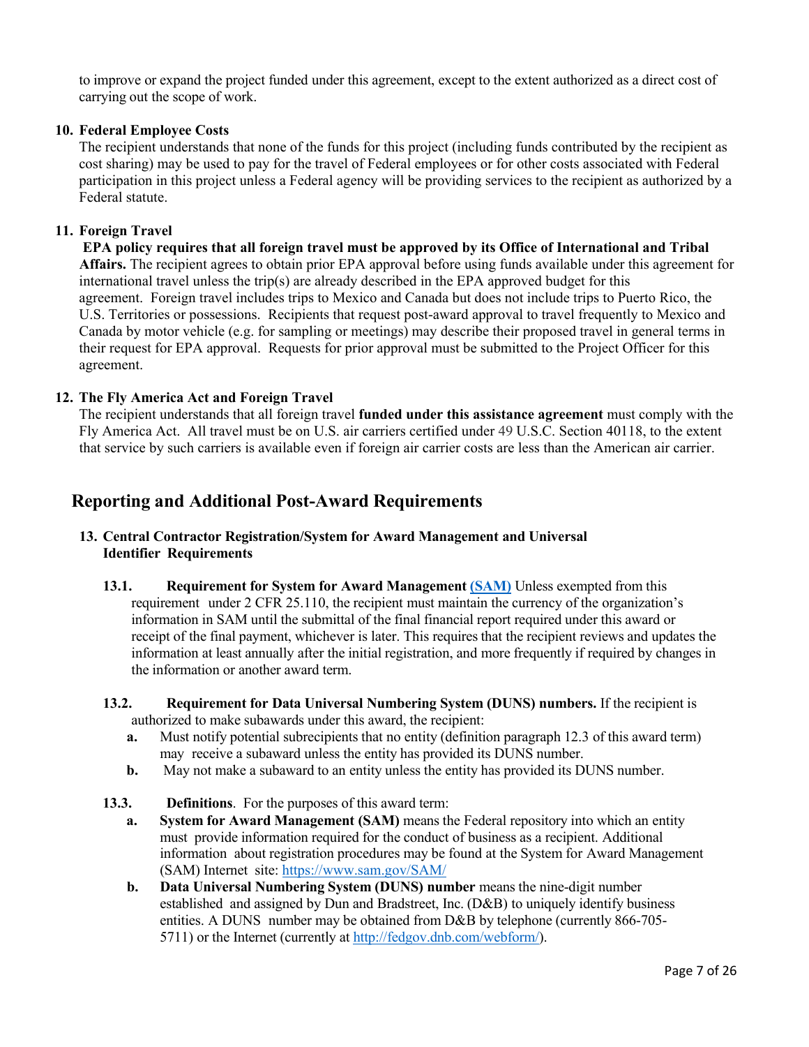to improve or expand the project funded under this agreement, except to the extent authorized as a direct cost of carrying out the scope of work.

**10. Federal Employee Costs**

The recipient understands that none of the funds for this project (including funds contributed by the recipient as cost sharing) may be used to pay for the travel of Federal employees or for other costs associated with Federal participation in this project unless a Federal agency will be providing services to the recipient as authorized by a Federal statute.

**11. Foreign Travel**

**EPA policy requires that all foreign travel must be approved by its Office of International and Tribal Affairs.** The recipient agrees to obtain prior EPA approval before using funds available under this agreement for international travel unless the trip(s) are already described in the EPA approved budget for this agreement. Foreign travel includes trips to Mexico and Canada but does not include trips to Puerto Rico, the U.S. Territories or possessions. Recipients that request post-award approval to travel frequently to Mexico and Canada by motor vehicle (e.g. for sampling or meetings) may describe their proposed travel in general terms in their request for EPA approval. Requests for prior approval must be submitted to the Project Officer for this agreement.

**12. The Fly America Act and Foreign Travel**

The recipient understands that all foreign travel **funded under this assistance agreement** must comply with the Fly America Act. All travel must be on U.S. air carriers certified under 49 U.S.C. Section 40118, to the extent that service by such carriers is available even if foreign air carrier costs are less than the American air carrier.

## Reporting and Additional Post-Award Requirements

**13. Central Contractor Registration/System for Award Management and Universal Identifier Requirements**

**13.1. Requirement for System for Award Management (SAM)** Unless exempted from this requirement under 2 CFR 25.110, the recipient must maintain the currency of the organization's information in SAM until the submittal of the final financial report required under this award or receipt of the final payment, whichever is later. This requires that the recipient reviews and updates the information at least annually after the initial registration, and more frequently if required by changes in the information or another award term.

**13.2. Requirement for Data Universal Numbering System (DUNS) numbers.** If the recipient is authorized to make subawards under this award, the recipient:

- **a.** Must notify potential subrecipients that no entity (definition paragraph 12.3 of this award term) may receive a subaward unless the entity has provided its DUNS number.
- **b.** May not make a subaward to an entity unless the entity has provided its DUNS number.

**13.3. Definitions**. For the purposes of this award term:

- **a. System for Award Management (SAM)** means the Federal repository into which an entity must provide information required for the conduct of business as a recipient. Additional information about registration procedures may be found at the System for Award Management (SAM) Internet site: https://www.sam.gov/SAM/
- **b. Data Universal Numbering System (DUNS) number** means the nine-digit number established and assigned by Dun and Bradstreet, Inc. (D&B) to uniquely identify business entities. A DUNS number may be obtained from D&B by telephone (currently 866-705-5711) or the Internet (currently at http://fedgov.dnb.com/webform/).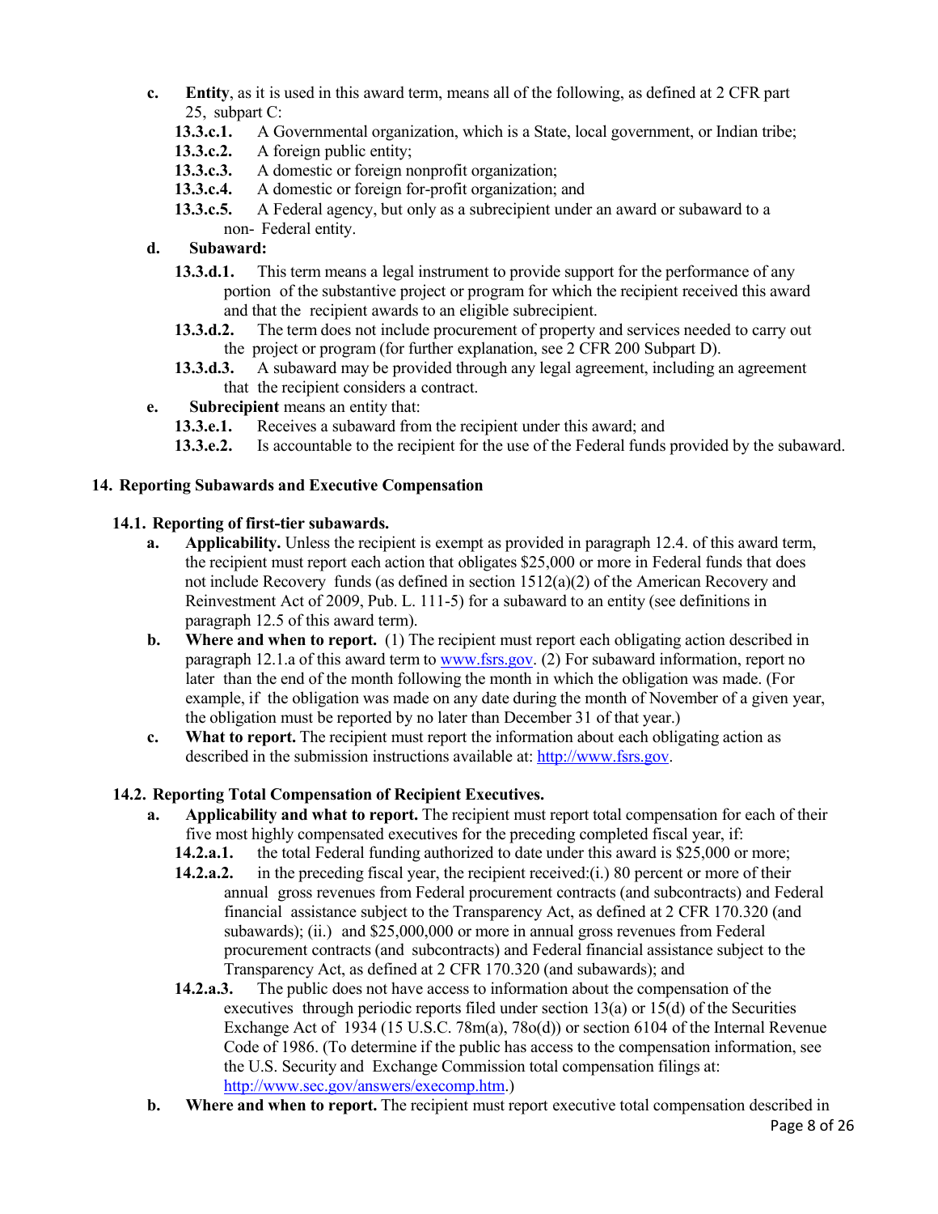**c.** **Entity**, as it is used in this award term, means all of the following, as defined at 2 CFR part 25, subpart C:

- **13.3.c.1.** A Governmental organization, which is a State, local government, or Indian tribe;
- **13.3.c.2.** A foreign public entity;
- **13.3.c.3.** A domestic or foreign nonprofit organization;
- **13.3.c.4.** A domestic or foreign for-profit organization; and
- **13.3.c.5.** A Federal agency, but only as a subrecipient under an award or subaward to a non- Federal entity.

**d.** **Subaward:**

- **13.3.d.1.** This term means a legal instrument to provide support for the performance of any portion of the substantive project or program for which the recipient received this award and that the recipient awards to an eligible subrecipient.
- **13.3.d.2.** The term does not include procurement of property and services needed to carry out the project or program (for further explanation, see 2 CFR 200 Subpart D).
- **13.3.d.3.** A subaward may be provided through any legal agreement, including an agreement that the recipient considers a contract.

**e.** **Subrecipient** means an entity that:

- **13.3.e.1.** Receives a subaward from the recipient under this award; and
- **13.3.e.2.** Is accountable to the recipient for the use of the Federal funds provided by the subaward.

## 14. Reporting Subawards and Executive Compensation

### 14.1. Reporting of first-tier subawards.

**a.** **Applicability.** Unless the recipient is exempt as provided in paragraph 12.4. of this award term, the recipient must report each action that obligates $25,000 or more in Federal funds that does not include Recovery funds (as defined in section 1512(a)(2) of the American Recovery and Reinvestment Act of 2009, Pub. L. 111-5) for a subaward to an entity (see definitions in paragraph 12.5 of this award term).

**b.** **Where and when to report.** (1) The recipient must report each obligating action described in paragraph 12.1.a of this award term to www.fsrs.gov. (2) For subaward information, report no later than the end of the month following the month in which the obligation was made. (For example, if the obligation was made on any date during the month of November of a given year, the obligation must be reported by no later than December 31 of that year.)

**c.** **What to report.** The recipient must report the information about each obligating action as described in the submission instructions available at: http://www.fsrs.gov.

### 14.2. Reporting Total Compensation of Recipient Executives.

**a.** **Applicability and what to report.** The recipient must report total compensation for each of their five most highly compensated executives for the preceding completed fiscal year, if:

- **14.2.a.1.** the total Federal funding authorized to date under this award is $25,000 or more;
- **14.2.a.2.** in the preceding fiscal year, the recipient received:(i.) 80 percent or more of their annual gross revenues from Federal procurement contracts (and subcontracts) and Federal financial assistance subject to the Transparency Act, as defined at 2 CFR 170.320 (and subawards); (ii.) and $25,000,000 or more in annual gross revenues from Federal procurement contracts (and subcontracts) and Federal financial assistance subject to the Transparency Act, as defined at 2 CFR 170.320 (and subawards); and
- **14.2.a.3.** The public does not have access to information about the compensation of the executives through periodic reports filed under section 13(a) or 15(d) of the Securities Exchange Act of 1934 (15 U.S.C. 78m(a), 78o(d)) or section 6104 of the Internal Revenue Code of 1986. (To determine if the public has access to the compensation information, see the U.S. Security and Exchange Commission total compensation filings at: http://www.sec.gov/answers/execomp.htm.)

**b.** **Where and when to report.** The recipient must report executive total compensation described in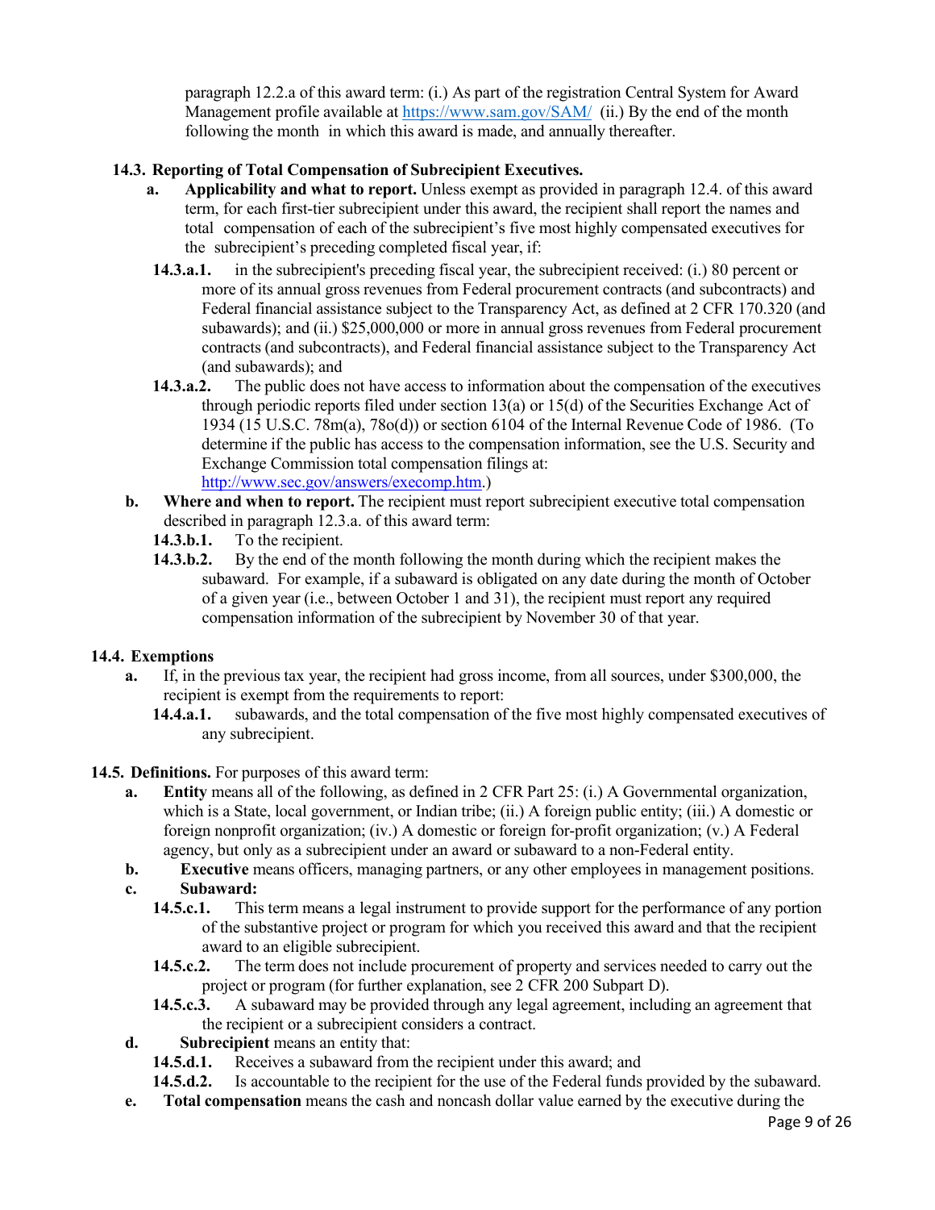paragraph 12.2.a of this award term: (i.) As part of the registration Central System for Award Management profile available at https://www.sam.gov/SAM/ (ii.) By the end of the month following the month in which this award is made, and annually thereafter.

**14.3. Reporting of Total Compensation of Subrecipient Executives.**

**a. Applicability and what to report.** Unless exempt as provided in paragraph 12.4. of this award term, for each first-tier subrecipient under this award, the recipient shall report the names and total compensation of each of the subrecipient's five most highly compensated executives for the subrecipient's preceding completed fiscal year, if:

**14.3.a.1.** in the subrecipient's preceding fiscal year, the subrecipient received: (i.) 80 percent or more of its annual gross revenues from Federal procurement contracts (and subcontracts) and Federal financial assistance subject to the Transparency Act, as defined at 2 CFR 170.320 (and subawards); and (ii.) $25,000,000 or more in annual gross revenues from Federal procurement contracts (and subcontracts), and Federal financial assistance subject to the Transparency Act (and subawards); and

**14.3.a.2.** The public does not have access to information about the compensation of the executives through periodic reports filed under section 13(a) or 15(d) of the Securities Exchange Act of 1934 (15 U.S.C. 78m(a), 78o(d)) or section 6104 of the Internal Revenue Code of 1986. (To determine if the public has access to the compensation information, see the U.S. Security and Exchange Commission total compensation filings at: http://www.sec.gov/answers/execomp.htm.)

**b. Where and when to report.** The recipient must report subrecipient executive total compensation described in paragraph 12.3.a. of this award term:

**14.3.b.1.** To the recipient.

**14.3.b.2.** By the end of the month following the month during which the recipient makes the subaward. For example, if a subaward is obligated on any date during the month of October of a given year (i.e., between October 1 and 31), the recipient must report any required compensation information of the subrecipient by November 30 of that year.

**14.4. Exemptions**

**a.** If, in the previous tax year, the recipient had gross income, from all sources, under $300,000, the recipient is exempt from the requirements to report:

**14.4.a.1.** subawards, and the total compensation of the five most highly compensated executives of any subrecipient.

**14.5. Definitions.** For purposes of this award term:

**a. Entity** means all of the following, as defined in 2 CFR Part 25: (i.) A Governmental organization, which is a State, local government, or Indian tribe; (ii.) A foreign public entity; (iii.) A domestic or foreign nonprofit organization; (iv.) A domestic or foreign for-profit organization; (v.) A Federal agency, but only as a subrecipient under an award or subaward to a non-Federal entity.

**b. Executive** means officers, managing partners, or any other employees in management positions.

**c. Subaward:**

**14.5.c.1.** This term means a legal instrument to provide support for the performance of any portion of the substantive project or program for which you received this award and that the recipient award to an eligible subrecipient.

**14.5.c.2.** The term does not include procurement of property and services needed to carry out the project or program (for further explanation, see 2 CFR 200 Subpart D).

**14.5.c.3.** A subaward may be provided through any legal agreement, including an agreement that the recipient or a subrecipient considers a contract.

**d. Subrecipient** means an entity that:

**14.5.d.1.** Receives a subaward from the recipient under this award; and

**14.5.d.2.** Is accountable to the recipient for the use of the Federal funds provided by the subaward.

**e. Total compensation** means the cash and noncash dollar value earned by the executive during the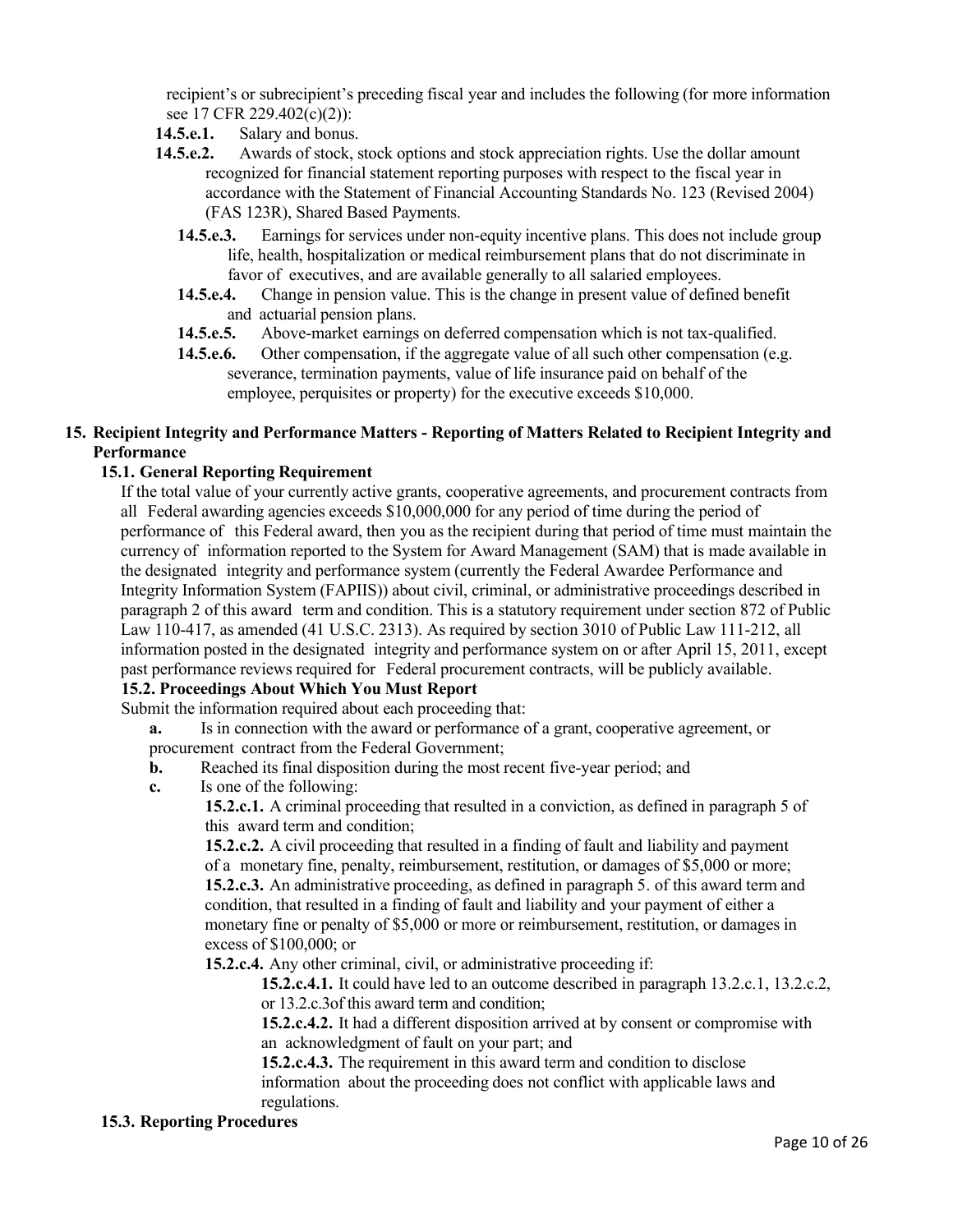recipient's or subrecipient's preceding fiscal year and includes the following (for more information see 17 CFR 229.402(c)(2)):

- **14.5.e.1.** Salary and bonus.
- **14.5.e.2.** Awards of stock, stock options and stock appreciation rights. Use the dollar amount recognized for financial statement reporting purposes with respect to the fiscal year in accordance with the Statement of Financial Accounting Standards No. 123 (Revised 2004) (FAS 123R), Shared Based Payments.
- **14.5.e.3.** Earnings for services under non-equity incentive plans. This does not include group life, health, hospitalization or medical reimbursement plans that do not discriminate in favor of executives, and are available generally to all salaried employees.
- **14.5.e.4.** Change in pension value. This is the change in present value of defined benefit and actuarial pension plans.
- **14.5.e.5.** Above-market earnings on deferred compensation which is not tax-qualified.
- **14.5.e.6.** Other compensation, if the aggregate value of all such other compensation (e.g. severance, termination payments, value of life insurance paid on behalf of the employee, perquisites or property) for the executive exceeds $10,000.

## 15. Recipient Integrity and Performance Matters - Reporting of Matters Related to Recipient Integrity and Performance

### 15.1. General Reporting Requirement

If the total value of your currently active grants, cooperative agreements, and procurement contracts from all Federal awarding agencies exceeds $10,000,000 for any period of time during the period of performance of this Federal award, then you as the recipient during that period of time must maintain the currency of information reported to the System for Award Management (SAM) that is made available in the designated integrity and performance system (currently the Federal Awardee Performance and Integrity Information System (FAPIIS)) about civil, criminal, or administrative proceedings described in paragraph 2 of this award term and condition. This is a statutory requirement under section 872 of Public Law 110-417, as amended (41 U.S.C. 2313). As required by section 3010 of Public Law 111-212, all information posted in the designated integrity and performance system on or after April 15, 2011, except past performance reviews required for Federal procurement contracts, will be publicly available.

### 15.2. Proceedings About Which You Must Report

Submit the information required about each proceeding that:

- **a.** Is in connection with the award or performance of a grant, cooperative agreement, or procurement contract from the Federal Government;
- **b.** Reached its final disposition during the most recent five-year period; and
- **c.** Is one of the following:
  - **15.2.c.1.** A criminal proceeding that resulted in a conviction, as defined in paragraph 5 of this award term and condition;
  - **15.2.c.2.** A civil proceeding that resulted in a finding of fault and liability and payment of a monetary fine, penalty, reimbursement, restitution, or damages of $5,000 or more;
  - **15.2.c.3.** An administrative proceeding, as defined in paragraph 5. of this award term and condition, that resulted in a finding of fault and liability and your payment of either a monetary fine or penalty of $5,000 or more or reimbursement, restitution, or damages in excess of $100,000; or
  - **15.2.c.4.** Any other criminal, civil, or administrative proceeding if:
    - **15.2.c.4.1.** It could have led to an outcome described in paragraph 13.2.c.1, 13.2.c.2, or 13.2.c.3of this award term and condition;
    - **15.2.c.4.2.** It had a different disposition arrived at by consent or compromise with an acknowledgment of fault on your part; and
    - **15.2.c.4.3.** The requirement in this award term and condition to disclose information about the proceeding does not conflict with applicable laws and regulations.

### 15.3. Reporting Procedures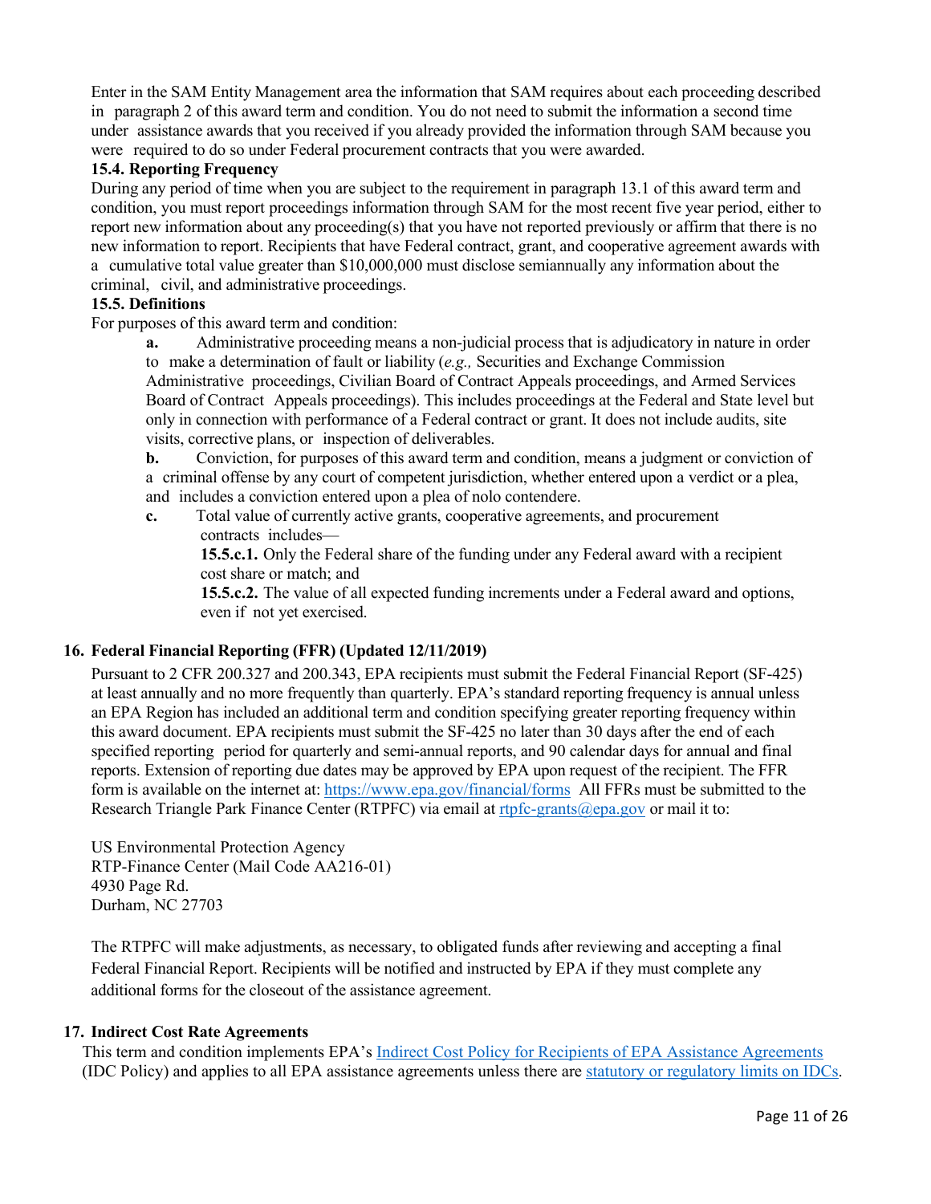Enter in the SAM Entity Management area the information that SAM requires about each proceeding described in paragraph 2 of this award term and condition. You do not need to submit the information a second time under assistance awards that you received if you already provided the information through SAM because you were required to do so under Federal procurement contracts that you were awarded.

**15.4. Reporting Frequency**

During any period of time when you are subject to the requirement in paragraph 13.1 of this award term and condition, you must report proceedings information through SAM for the most recent five year period, either to report new information about any proceeding(s) that you have not reported previously or affirm that there is no new information to report. Recipients that have Federal contract, grant, and cooperative agreement awards with a cumulative total value greater than $10,000,000 must disclose semiannually any information about the criminal, civil, and administrative proceedings.

**15.5. Definitions**

For purposes of this award term and condition:

**a.** Administrative proceeding means a non-judicial process that is adjudicatory in nature in order to make a determination of fault or liability (*e.g.,* Securities and Exchange Commission Administrative proceedings, Civilian Board of Contract Appeals proceedings, and Armed Services Board of Contract Appeals proceedings). This includes proceedings at the Federal and State level but only in connection with performance of a Federal contract or grant. It does not include audits, site visits, corrective plans, or inspection of deliverables.

**b.** Conviction, for purposes of this award term and condition, means a judgment or conviction of a criminal offense by any court of competent jurisdiction, whether entered upon a verdict or a plea, and includes a conviction entered upon a plea of nolo contendere.

**c.** Total value of currently active grants, cooperative agreements, and procurement contracts includes—

**15.5.c.1.** Only the Federal share of the funding under any Federal award with a recipient cost share or match; and

**15.5.c.2.** The value of all expected funding increments under a Federal award and options, even if not yet exercised.

## 16. Federal Financial Reporting (FFR) (Updated 12/11/2019)

Pursuant to 2 CFR 200.327 and 200.343, EPA recipients must submit the Federal Financial Report (SF-425) at least annually and no more frequently than quarterly. EPA's standard reporting frequency is annual unless an EPA Region has included an additional term and condition specifying greater reporting frequency within this award document. EPA recipients must submit the SF-425 no later than 30 days after the end of each specified reporting period for quarterly and semi-annual reports, and 90 calendar days for annual and final reports. Extension of reporting due dates may be approved by EPA upon request of the recipient. The FFR form is available on the internet at: https://www.epa.gov/financial/forms All FFRs must be submitted to the Research Triangle Park Finance Center (RTPFC) via email at rtpfc-grants@epa.gov or mail it to:

US Environmental Protection Agency
RTP-Finance Center (Mail Code AA216-01)
4930 Page Rd.
Durham, NC 27703

The RTPFC will make adjustments, as necessary, to obligated funds after reviewing and accepting a final Federal Financial Report. Recipients will be notified and instructed by EPA if they must complete any additional forms for the closeout of the assistance agreement.

## 17. Indirect Cost Rate Agreements

This term and condition implements EPA's Indirect Cost Policy for Recipients of EPA Assistance Agreements (IDC Policy) and applies to all EPA assistance agreements unless there are statutory or regulatory limits on IDCs.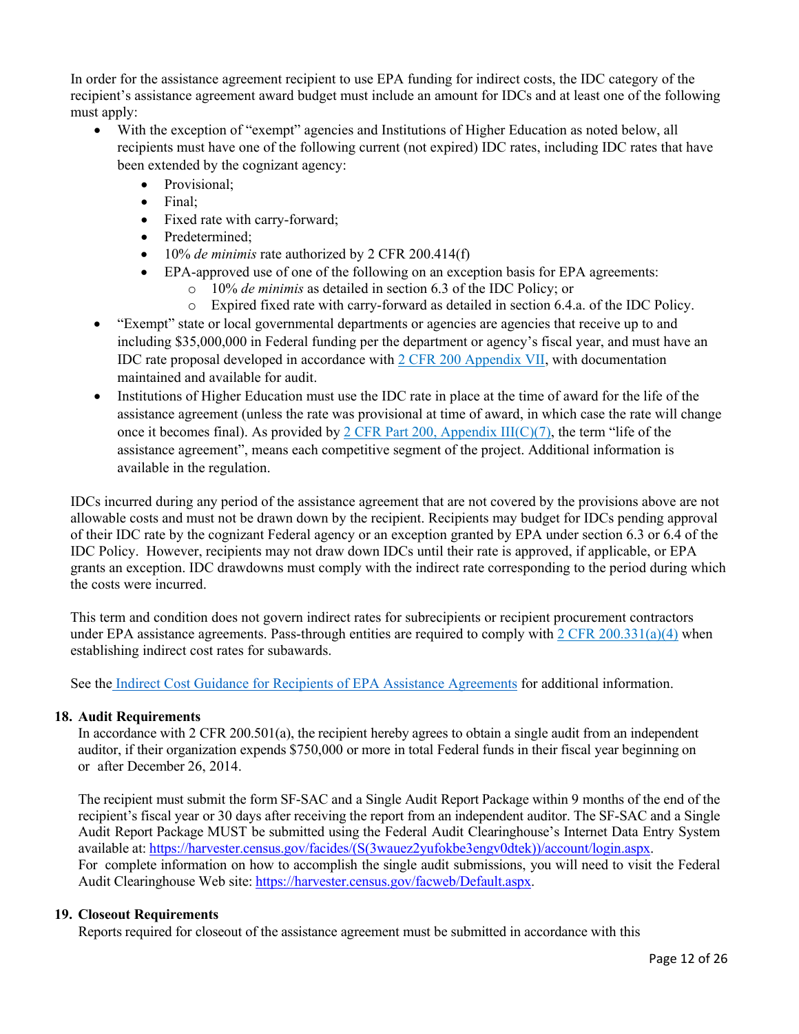In order for the assistance agreement recipient to use EPA funding for indirect costs, the IDC category of the recipient's assistance agreement award budget must include an amount for IDCs and at least one of the following must apply:

- With the exception of "exempt" agencies and Institutions of Higher Education as noted below, all recipients must have one of the following current (not expired) IDC rates, including IDC rates that have been extended by the cognizant agency:
  - Provisional;
  - Final;
  - Fixed rate with carry-forward;
  - Predetermined;
  - 10% *de minimis* rate authorized by 2 CFR 200.414(f)
  - EPA-approved use of one of the following on an exception basis for EPA agreements:
    - 10% *de minimis* as detailed in section 6.3 of the IDC Policy; or
    - Expired fixed rate with carry-forward as detailed in section 6.4.a. of the IDC Policy.
- "Exempt" state or local governmental departments or agencies are agencies that receive up to and including $35,000,000 in Federal funding per the department or agency's fiscal year, and must have an IDC rate proposal developed in accordance with [2 CFR 200 Appendix VII](), with documentation maintained and available for audit.
- Institutions of Higher Education must use the IDC rate in place at the time of award for the life of the assistance agreement (unless the rate was provisional at time of award, in which case the rate will change once it becomes final). As provided by [2 CFR Part 200, Appendix III(C)(7)](), the term "life of the assistance agreement", means each competitive segment of the project. Additional information is available in the regulation.

IDCs incurred during any period of the assistance agreement that are not covered by the provisions above are not allowable costs and must not be drawn down by the recipient. Recipients may budget for IDCs pending approval of their IDC rate by the cognizant Federal agency or an exception granted by EPA under section 6.3 or 6.4 of the IDC Policy. However, recipients may not draw down IDCs until their rate is approved, if applicable, or EPA grants an exception. IDC drawdowns must comply with the indirect rate corresponding to the period during which the costs were incurred.

This term and condition does not govern indirect rates for subrecipients or recipient procurement contractors under EPA assistance agreements. Pass-through entities are required to comply with [2 CFR 200.331(a)(4)]() when establishing indirect cost rates for subawards.

See the [Indirect Cost Guidance for Recipients of EPA Assistance Agreements]() for additional information.

## 18. Audit Requirements

In accordance with 2 CFR 200.501(a), the recipient hereby agrees to obtain a single audit from an independent auditor, if their organization expends $750,000 or more in total Federal funds in their fiscal year beginning on or after December 26, 2014.

The recipient must submit the form SF-SAC and a Single Audit Report Package within 9 months of the end of the recipient's fiscal year or 30 days after receiving the report from an independent auditor. The SF-SAC and a Single Audit Report Package MUST be submitted using the Federal Audit Clearinghouse's Internet Data Entry System available at: https://harvester.census.gov/facides/(S(3wauez2yufokbe3engv0dtek))/account/login.aspx.
For complete information on how to accomplish the single audit submissions, you will need to visit the Federal Audit Clearinghouse Web site: https://harvester.census.gov/facweb/Default.aspx.

## 19. Closeout Requirements

Reports required for closeout of the assistance agreement must be submitted in accordance with this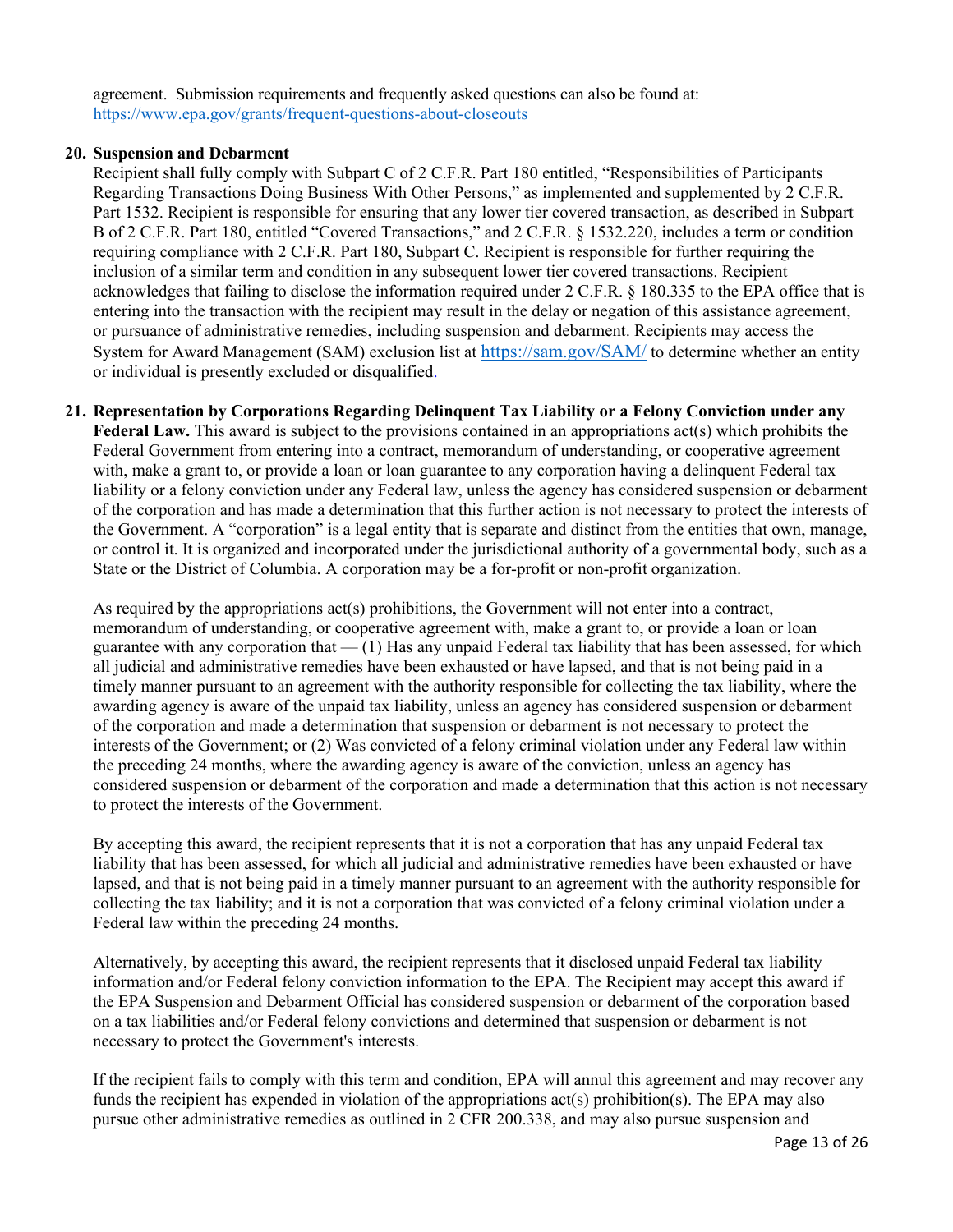agreement. Submission requirements and frequently asked questions can also be found at: https://www.epa.gov/grants/frequent-questions-about-closeouts

**20. Suspension and Debarment**

Recipient shall fully comply with Subpart C of 2 C.F.R. Part 180 entitled, "Responsibilities of Participants Regarding Transactions Doing Business With Other Persons," as implemented and supplemented by 2 C.F.R. Part 1532. Recipient is responsible for ensuring that any lower tier covered transaction, as described in Subpart B of 2 C.F.R. Part 180, entitled "Covered Transactions," and 2 C.F.R. § 1532.220, includes a term or condition requiring compliance with 2 C.F.R. Part 180, Subpart C. Recipient is responsible for further requiring the inclusion of a similar term and condition in any subsequent lower tier covered transactions. Recipient acknowledges that failing to disclose the information required under 2 C.F.R. § 180.335 to the EPA office that is entering into the transaction with the recipient may result in the delay or negation of this assistance agreement, or pursuance of administrative remedies, including suspension and debarment. Recipients may access the System for Award Management (SAM) exclusion list at https://sam.gov/SAM/ to determine whether an entity or individual is presently excluded or disqualified.

**21. Representation by Corporations Regarding Delinquent Tax Liability or a Felony Conviction under any Federal Law.** This award is subject to the provisions contained in an appropriations act(s) which prohibits the Federal Government from entering into a contract, memorandum of understanding, or cooperative agreement with, make a grant to, or provide a loan or loan guarantee to any corporation having a delinquent Federal tax liability or a felony conviction under any Federal law, unless the agency has considered suspension or debarment of the corporation and has made a determination that this further action is not necessary to protect the interests of the Government. A "corporation" is a legal entity that is separate and distinct from the entities that own, manage, or control it. It is organized and incorporated under the jurisdictional authority of a governmental body, such as a State or the District of Columbia. A corporation may be a for-profit or non-profit organization.

As required by the appropriations act(s) prohibitions, the Government will not enter into a contract, memorandum of understanding, or cooperative agreement with, make a grant to, or provide a loan or loan guarantee with any corporation that — (1) Has any unpaid Federal tax liability that has been assessed, for which all judicial and administrative remedies have been exhausted or have lapsed, and that is not being paid in a timely manner pursuant to an agreement with the authority responsible for collecting the tax liability, where the awarding agency is aware of the unpaid tax liability, unless an agency has considered suspension or debarment of the corporation and made a determination that suspension or debarment is not necessary to protect the interests of the Government; or (2) Was convicted of a felony criminal violation under any Federal law within the preceding 24 months, where the awarding agency is aware of the conviction, unless an agency has considered suspension or debarment of the corporation and made a determination that this action is not necessary to protect the interests of the Government.

By accepting this award, the recipient represents that it is not a corporation that has any unpaid Federal tax liability that has been assessed, for which all judicial and administrative remedies have been exhausted or have lapsed, and that is not being paid in a timely manner pursuant to an agreement with the authority responsible for collecting the tax liability; and it is not a corporation that was convicted of a felony criminal violation under a Federal law within the preceding 24 months.

Alternatively, by accepting this award, the recipient represents that it disclosed unpaid Federal tax liability information and/or Federal felony conviction information to the EPA. The Recipient may accept this award if the EPA Suspension and Debarment Official has considered suspension or debarment of the corporation based on a tax liabilities and/or Federal felony convictions and determined that suspension or debarment is not necessary to protect the Government's interests.

If the recipient fails to comply with this term and condition, EPA will annul this agreement and may recover any funds the recipient has expended in violation of the appropriations act(s) prohibition(s). The EPA may also pursue other administrative remedies as outlined in 2 CFR 200.338, and may also pursue suspension and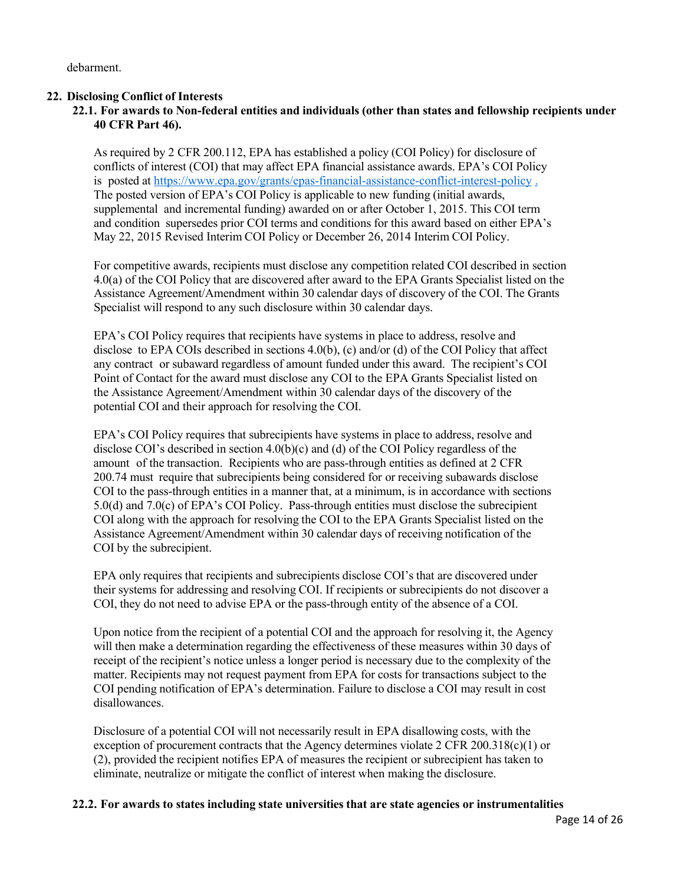debarment.

## 22. Disclosing Conflict of Interests

### 22.1. For awards to Non-federal entities and individuals (other than states and fellowship recipients under 40 CFR Part 46).

As required by 2 CFR 200.112, EPA has established a policy (COI Policy) for disclosure of conflicts of interest (COI) that may affect EPA financial assistance awards. EPA's COI Policy is posted at [https://www.epa.gov/grants/epas-financial-assistance-conflict-interest-policy](https://www.epa.gov/grants/epas-financial-assistance-conflict-interest-policy) . The posted version of EPA's COI Policy is applicable to new funding (initial awards, supplemental and incremental funding) awarded on or after October 1, 2015. This COI term and condition supersedes prior COI terms and conditions for this award based on either EPA's May 22, 2015 Revised Interim COI Policy or December 26, 2014 Interim COI Policy.

For competitive awards, recipients must disclose any competition related COI described in section 4.0(a) of the COI Policy that are discovered after award to the EPA Grants Specialist listed on the Assistance Agreement/Amendment within 30 calendar days of discovery of the COI. The Grants Specialist will respond to any such disclosure within 30 calendar days.

EPA's COI Policy requires that recipients have systems in place to address, resolve and disclose to EPA COIs described in sections 4.0(b), (c) and/or (d) of the COI Policy that affect any contract or subaward regardless of amount funded under this award. The recipient's COI Point of Contact for the award must disclose any COI to the EPA Grants Specialist listed on the Assistance Agreement/Amendment within 30 calendar days of the discovery of the potential COI and their approach for resolving the COI.

EPA's COI Policy requires that subrecipients have systems in place to address, resolve and disclose COI's described in section 4.0(b)(c) and (d) of the COI Policy regardless of the amount of the transaction. Recipients who are pass-through entities as defined at 2 CFR 200.74 must require that subrecipients being considered for or receiving subawards disclose COI to the pass-through entities in a manner that, at a minimum, is in accordance with sections 5.0(d) and 7.0(c) of EPA's COI Policy. Pass-through entities must disclose the subrecipient COI along with the approach for resolving the COI to the EPA Grants Specialist listed on the Assistance Agreement/Amendment within 30 calendar days of receiving notification of the COI by the subrecipient.

EPA only requires that recipients and subrecipients disclose COI's that are discovered under their systems for addressing and resolving COI. If recipients or subrecipients do not discover a COI, they do not need to advise EPA or the pass-through entity of the absence of a COI.

Upon notice from the recipient of a potential COI and the approach for resolving it, the Agency will then make a determination regarding the effectiveness of these measures within 30 days of receipt of the recipient's notice unless a longer period is necessary due to the complexity of the matter. Recipients may not request payment from EPA for costs for transactions subject to the COI pending notification of EPA's determination. Failure to disclose a COI may result in cost disallowances.

Disclosure of a potential COI will not necessarily result in EPA disallowing costs, with the exception of procurement contracts that the Agency determines violate 2 CFR 200.318(c)(1) or (2), provided the recipient notifies EPA of measures the recipient or subrecipient has taken to eliminate, neutralize or mitigate the conflict of interest when making the disclosure.

### 22.2. For awards to states including state universities that are state agencies or instrumentalities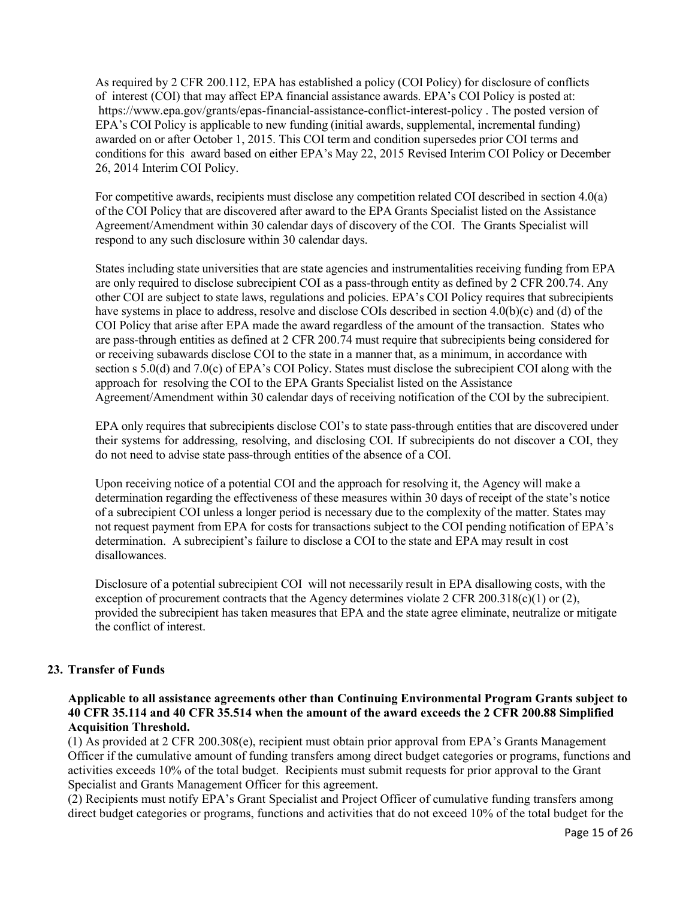As required by 2 CFR 200.112, EPA has established a policy (COI Policy) for disclosure of conflicts of interest (COI) that may affect EPA financial assistance awards. EPA's COI Policy is posted at: https://www.epa.gov/grants/epas-financial-assistance-conflict-interest-policy . The posted version of EPA's COI Policy is applicable to new funding (initial awards, supplemental, incremental funding) awarded on or after October 1, 2015. This COI term and condition supersedes prior COI terms and conditions for this award based on either EPA's May 22, 2015 Revised Interim COI Policy or December 26, 2014 Interim COI Policy.

For competitive awards, recipients must disclose any competition related COI described in section 4.0(a) of the COI Policy that are discovered after award to the EPA Grants Specialist listed on the Assistance Agreement/Amendment within 30 calendar days of discovery of the COI. The Grants Specialist will respond to any such disclosure within 30 calendar days.

States including state universities that are state agencies and instrumentalities receiving funding from EPA are only required to disclose subrecipient COI as a pass-through entity as defined by 2 CFR 200.74. Any other COI are subject to state laws, regulations and policies. EPA's COI Policy requires that subrecipients have systems in place to address, resolve and disclose COIs described in section 4.0(b)(c) and (d) of the COI Policy that arise after EPA made the award regardless of the amount of the transaction. States who are pass-through entities as defined at 2 CFR 200.74 must require that subrecipients being considered for or receiving subawards disclose COI to the state in a manner that, as a minimum, in accordance with section s 5.0(d) and 7.0(c) of EPA's COI Policy. States must disclose the subrecipient COI along with the approach for resolving the COI to the EPA Grants Specialist listed on the Assistance Agreement/Amendment within 30 calendar days of receiving notification of the COI by the subrecipient.

EPA only requires that subrecipients disclose COI's to state pass-through entities that are discovered under their systems for addressing, resolving, and disclosing COI. If subrecipients do not discover a COI, they do not need to advise state pass-through entities of the absence of a COI.

Upon receiving notice of a potential COI and the approach for resolving it, the Agency will make a determination regarding the effectiveness of these measures within 30 days of receipt of the state's notice of a subrecipient COI unless a longer period is necessary due to the complexity of the matter. States may not request payment from EPA for costs for transactions subject to the COI pending notification of EPA's determination. A subrecipient's failure to disclose a COI to the state and EPA may result in cost disallowances.

Disclosure of a potential subrecipient COI will not necessarily result in EPA disallowing costs, with the exception of procurement contracts that the Agency determines violate 2 CFR 200.318(c)(1) or (2), provided the subrecipient has taken measures that EPA and the state agree eliminate, neutralize or mitigate the conflict of interest.

## 23. Transfer of Funds

**Applicable to all assistance agreements other than Continuing Environmental Program Grants subject to 40 CFR 35.114 and 40 CFR 35.514 when the amount of the award exceeds the 2 CFR 200.88 Simplified Acquisition Threshold.**

(1) As provided at 2 CFR 200.308(e), recipient must obtain prior approval from EPA's Grants Management Officer if the cumulative amount of funding transfers among direct budget categories or programs, functions and activities exceeds 10% of the total budget. Recipients must submit requests for prior approval to the Grant Specialist and Grants Management Officer for this agreement.

(2) Recipients must notify EPA's Grant Specialist and Project Officer of cumulative funding transfers among direct budget categories or programs, functions and activities that do not exceed 10% of the total budget for the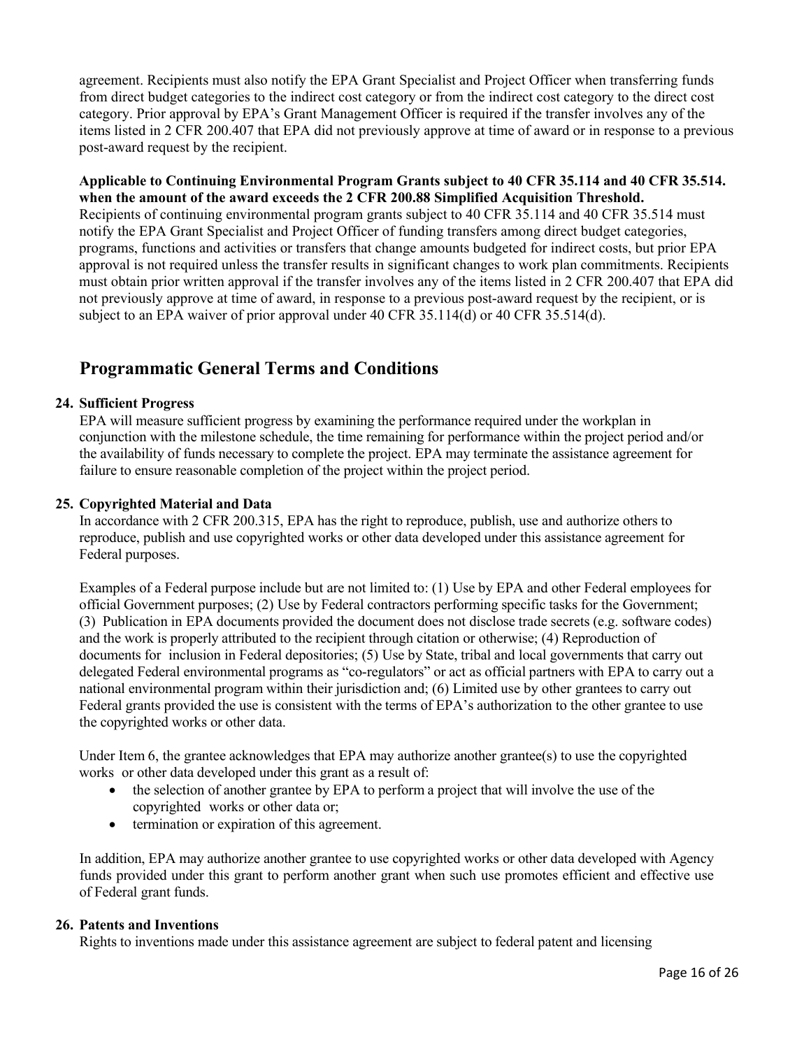agreement. Recipients must also notify the EPA Grant Specialist and Project Officer when transferring funds from direct budget categories to the indirect cost category or from the indirect cost category to the direct cost category. Prior approval by EPA's Grant Management Officer is required if the transfer involves any of the items listed in 2 CFR 200.407 that EPA did not previously approve at time of award or in response to a previous post-award request by the recipient.

**Applicable to Continuing Environmental Program Grants subject to 40 CFR 35.114 and 40 CFR 35.514. when the amount of the award exceeds the 2 CFR 200.88 Simplified Acquisition Threshold.**
Recipients of continuing environmental program grants subject to 40 CFR 35.114 and 40 CFR 35.514 must notify the EPA Grant Specialist and Project Officer of funding transfers among direct budget categories, programs, functions and activities or transfers that change amounts budgeted for indirect costs, but prior EPA approval is not required unless the transfer results in significant changes to work plan commitments. Recipients must obtain prior written approval if the transfer involves any of the items listed in 2 CFR 200.407 that EPA did not previously approve at time of award, in response to a previous post-award request by the recipient, or is subject to an EPA waiver of prior approval under 40 CFR 35.114(d) or 40 CFR 35.514(d).

## Programmatic General Terms and Conditions

### 24. Sufficient Progress

EPA will measure sufficient progress by examining the performance required under the workplan in conjunction with the milestone schedule, the time remaining for performance within the project period and/or the availability of funds necessary to complete the project. EPA may terminate the assistance agreement for failure to ensure reasonable completion of the project within the project period.

### 25. Copyrighted Material and Data

In accordance with 2 CFR 200.315, EPA has the right to reproduce, publish, use and authorize others to reproduce, publish and use copyrighted works or other data developed under this assistance agreement for Federal purposes.

Examples of a Federal purpose include but are not limited to: (1) Use by EPA and other Federal employees for official Government purposes; (2) Use by Federal contractors performing specific tasks for the Government; (3) Publication in EPA documents provided the document does not disclose trade secrets (e.g. software codes) and the work is properly attributed to the recipient through citation or otherwise; (4) Reproduction of documents for inclusion in Federal depositories; (5) Use by State, tribal and local governments that carry out delegated Federal environmental programs as "co-regulators" or act as official partners with EPA to carry out a national environmental program within their jurisdiction and; (6) Limited use by other grantees to carry out Federal grants provided the use is consistent with the terms of EPA's authorization to the other grantee to use the copyrighted works or other data.

Under Item 6, the grantee acknowledges that EPA may authorize another grantee(s) to use the copyrighted works or other data developed under this grant as a result of:

- the selection of another grantee by EPA to perform a project that will involve the use of the copyrighted works or other data or;
- termination or expiration of this agreement.

In addition, EPA may authorize another grantee to use copyrighted works or other data developed with Agency funds provided under this grant to perform another grant when such use promotes efficient and effective use of Federal grant funds.

### 26. Patents and Inventions

Rights to inventions made under this assistance agreement are subject to federal patent and licensing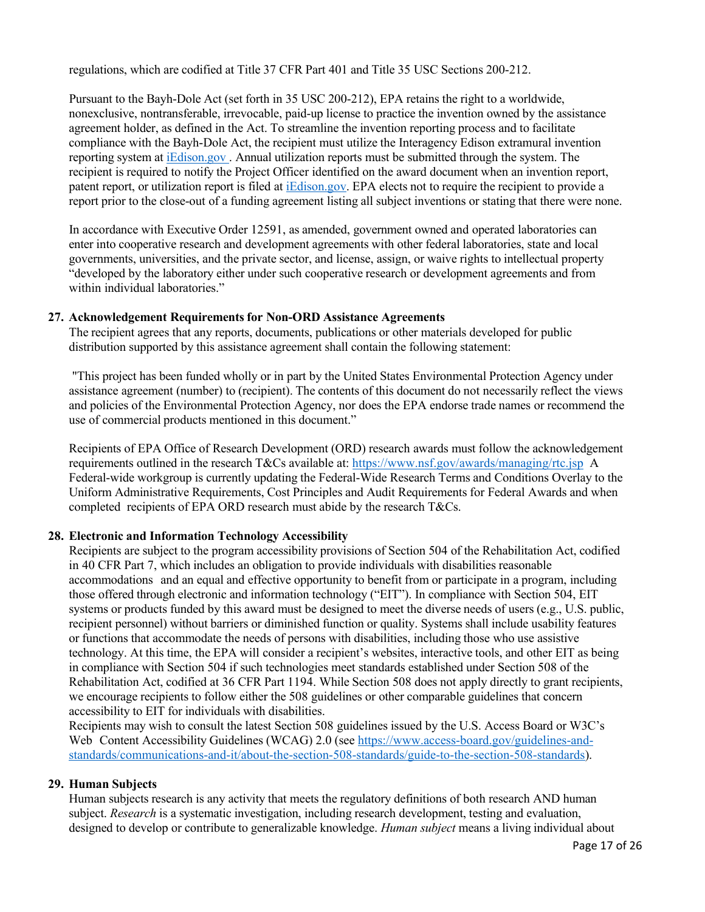regulations, which are codified at Title 37 CFR Part 401 and Title 35 USC Sections 200-212.

Pursuant to the Bayh-Dole Act (set forth in 35 USC 200-212), EPA retains the right to a worldwide, nonexclusive, nontransferable, irrevocable, paid-up license to practice the invention owned by the assistance agreement holder, as defined in the Act. To streamline the invention reporting process and to facilitate compliance with the Bayh-Dole Act, the recipient must utilize the Interagency Edison extramural invention reporting system at [iEdison.gov](iEdison.gov) . Annual utilization reports must be submitted through the system. The recipient is required to notify the Project Officer identified on the award document when an invention report, patent report, or utilization report is filed at [iEdison.gov](iEdison.gov). EPA elects not to require the recipient to provide a report prior to the close-out of a funding agreement listing all subject inventions or stating that there were none.

In accordance with Executive Order 12591, as amended, government owned and operated laboratories can enter into cooperative research and development agreements with other federal laboratories, state and local governments, universities, and the private sector, and license, assign, or waive rights to intellectual property "developed by the laboratory either under such cooperative research or development agreements and from within individual laboratories."

**27. Acknowledgement Requirements for Non-ORD Assistance Agreements**

The recipient agrees that any reports, documents, publications or other materials developed for public distribution supported by this assistance agreement shall contain the following statement:

"This project has been funded wholly or in part by the United States Environmental Protection Agency under assistance agreement (number) to (recipient). The contents of this document do not necessarily reflect the views and policies of the Environmental Protection Agency, nor does the EPA endorse trade names or recommend the use of commercial products mentioned in this document."

Recipients of EPA Office of Research Development (ORD) research awards must follow the acknowledgement requirements outlined in the research T&Cs available at: https://www.nsf.gov/awards/managing/rtc.jsp A Federal-wide workgroup is currently updating the Federal-Wide Research Terms and Conditions Overlay to the Uniform Administrative Requirements, Cost Principles and Audit Requirements for Federal Awards and when completed recipients of EPA ORD research must abide by the research T&Cs.

**28. Electronic and Information Technology Accessibility**

Recipients are subject to the program accessibility provisions of Section 504 of the Rehabilitation Act, codified in 40 CFR Part 7, which includes an obligation to provide individuals with disabilities reasonable accommodations and an equal and effective opportunity to benefit from or participate in a program, including those offered through electronic and information technology ("EIT"). In compliance with Section 504, EIT systems or products funded by this award must be designed to meet the diverse needs of users (e.g., U.S. public, recipient personnel) without barriers or diminished function or quality. Systems shall include usability features or functions that accommodate the needs of persons with disabilities, including those who use assistive technology. At this time, the EPA will consider a recipient's websites, interactive tools, and other EIT as being in compliance with Section 504 if such technologies meet standards established under Section 508 of the Rehabilitation Act, codified at 36 CFR Part 1194. While Section 508 does not apply directly to grant recipients, we encourage recipients to follow either the 508 guidelines or other comparable guidelines that concern accessibility to EIT for individuals with disabilities.

Recipients may wish to consult the latest Section 508 guidelines issued by the U.S. Access Board or W3C's Web Content Accessibility Guidelines (WCAG) 2.0 (see https://www.access-board.gov/guidelines-and-standards/communications-and-it/about-the-section-508-standards/guide-to-the-section-508-standards).

**29. Human Subjects**

Human subjects research is any activity that meets the regulatory definitions of both research AND human subject. *Research* is a systematic investigation, including research development, testing and evaluation, designed to develop or contribute to generalizable knowledge. *Human subject* means a living individual about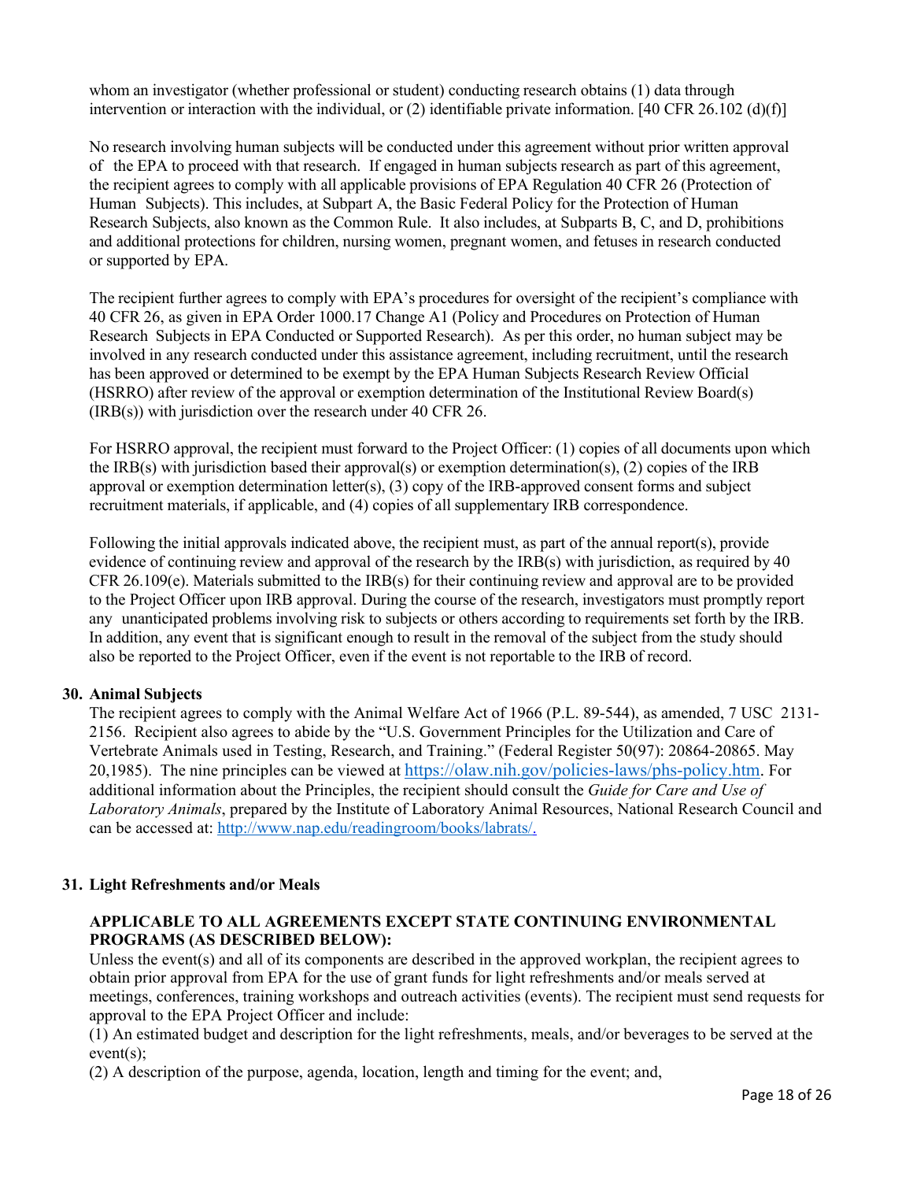whom an investigator (whether professional or student) conducting research obtains (1) data through intervention or interaction with the individual, or (2) identifiable private information. [40 CFR 26.102 (d)(f)]

No research involving human subjects will be conducted under this agreement without prior written approval of the EPA to proceed with that research. If engaged in human subjects research as part of this agreement, the recipient agrees to comply with all applicable provisions of EPA Regulation 40 CFR 26 (Protection of Human Subjects). This includes, at Subpart A, the Basic Federal Policy for the Protection of Human Research Subjects, also known as the Common Rule. It also includes, at Subparts B, C, and D, prohibitions and additional protections for children, nursing women, pregnant women, and fetuses in research conducted or supported by EPA.

The recipient further agrees to comply with EPA's procedures for oversight of the recipient's compliance with 40 CFR 26, as given in EPA Order 1000.17 Change A1 (Policy and Procedures on Protection of Human Research Subjects in EPA Conducted or Supported Research). As per this order, no human subject may be involved in any research conducted under this assistance agreement, including recruitment, until the research has been approved or determined to be exempt by the EPA Human Subjects Research Review Official (HSRRO) after review of the approval or exemption determination of the Institutional Review Board(s) (IRB(s)) with jurisdiction over the research under 40 CFR 26.

For HSRRO approval, the recipient must forward to the Project Officer: (1) copies of all documents upon which the IRB(s) with jurisdiction based their approval(s) or exemption determination(s), (2) copies of the IRB approval or exemption determination letter(s), (3) copy of the IRB-approved consent forms and subject recruitment materials, if applicable, and (4) copies of all supplementary IRB correspondence.

Following the initial approvals indicated above, the recipient must, as part of the annual report(s), provide evidence of continuing review and approval of the research by the IRB(s) with jurisdiction, as required by 40 CFR 26.109(e). Materials submitted to the IRB(s) for their continuing review and approval are to be provided to the Project Officer upon IRB approval. During the course of the research, investigators must promptly report any unanticipated problems involving risk to subjects or others according to requirements set forth by the IRB. In addition, any event that is significant enough to result in the removal of the subject from the study should also be reported to the Project Officer, even if the event is not reportable to the IRB of record.

**30. Animal Subjects**

The recipient agrees to comply with the Animal Welfare Act of 1966 (P.L. 89-544), as amended, 7 USC 2131-2156. Recipient also agrees to abide by the "U.S. Government Principles for the Utilization and Care of Vertebrate Animals used in Testing, Research, and Training." (Federal Register 50(97): 20864-20865. May 20,1985). The nine principles can be viewed at https://olaw.nih.gov/policies-laws/phs-policy.htm. For additional information about the Principles, the recipient should consult the *Guide for Care and Use of Laboratory Animals*, prepared by the Institute of Laboratory Animal Resources, National Research Council and can be accessed at: http://www.nap.edu/readingroom/books/labrats/.

**31. Light Refreshments and/or Meals**

**APPLICABLE TO ALL AGREEMENTS EXCEPT STATE CONTINUING ENVIRONMENTAL PROGRAMS (AS DESCRIBED BELOW):**

Unless the event(s) and all of its components are described in the approved workplan, the recipient agrees to obtain prior approval from EPA for the use of grant funds for light refreshments and/or meals served at meetings, conferences, training workshops and outreach activities (events). The recipient must send requests for approval to the EPA Project Officer and include:

(1) An estimated budget and description for the light refreshments, meals, and/or beverages to be served at the event(s);

(2) A description of the purpose, agenda, location, length and timing for the event; and,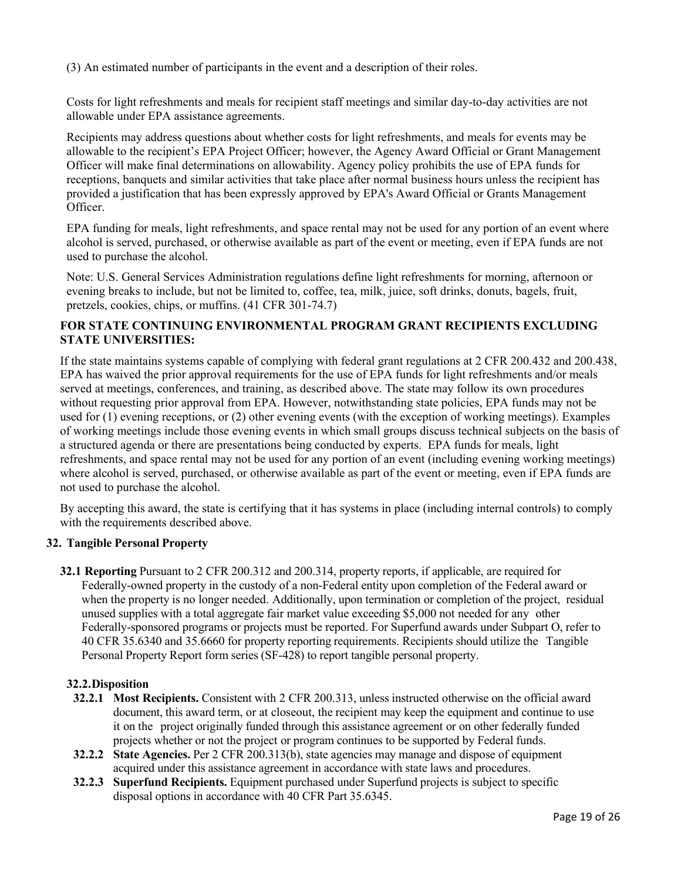(3) An estimated number of participants in the event and a description of their roles.

Costs for light refreshments and meals for recipient staff meetings and similar day-to-day activities are not allowable under EPA assistance agreements.

Recipients may address questions about whether costs for light refreshments, and meals for events may be allowable to the recipient's EPA Project Officer; however, the Agency Award Official or Grant Management Officer will make final determinations on allowability. Agency policy prohibits the use of EPA funds for receptions, banquets and similar activities that take place after normal business hours unless the recipient has provided a justification that has been expressly approved by EPA's Award Official or Grants Management Officer.

EPA funding for meals, light refreshments, and space rental may not be used for any portion of an event where alcohol is served, purchased, or otherwise available as part of the event or meeting, even if EPA funds are not used to purchase the alcohol.

Note: U.S. General Services Administration regulations define light refreshments for morning, afternoon or evening breaks to include, but not be limited to, coffee, tea, milk, juice, soft drinks, donuts, bagels, fruit, pretzels, cookies, chips, or muffins. (41 CFR 301-74.7)

**FOR STATE CONTINUING ENVIRONMENTAL PROGRAM GRANT RECIPIENTS EXCLUDING STATE UNIVERSITIES:**

If the state maintains systems capable of complying with federal grant regulations at 2 CFR 200.432 and 200.438, EPA has waived the prior approval requirements for the use of EPA funds for light refreshments and/or meals served at meetings, conferences, and training, as described above. The state may follow its own procedures without requesting prior approval from EPA. However, notwithstanding state policies, EPA funds may not be used for (1) evening receptions, or (2) other evening events (with the exception of working meetings). Examples of working meetings include those evening events in which small groups discuss technical subjects on the basis of a structured agenda or there are presentations being conducted by experts. EPA funds for meals, light refreshments, and space rental may not be used for any portion of an event (including evening working meetings) where alcohol is served, purchased, or otherwise available as part of the event or meeting, even if EPA funds are not used to purchase the alcohol.

By accepting this award, the state is certifying that it has systems in place (including internal controls) to comply with the requirements described above.

## 32. Tangible Personal Property

**32.1 Reporting** Pursuant to 2 CFR 200.312 and 200.314, property reports, if applicable, are required for Federally-owned property in the custody of a non-Federal entity upon completion of the Federal award or when the property is no longer needed. Additionally, upon termination or completion of the project, residual unused supplies with a total aggregate fair market value exceeding $5,000 not needed for any other Federally-sponsored programs or projects must be reported. For Superfund awards under Subpart O, refer to 40 CFR 35.6340 and 35.6660 for property reporting requirements. Recipients should utilize the Tangible Personal Property Report form series (SF-428) to report tangible personal property.

### 32.2. Disposition

**32.2.1 Most Recipients.** Consistent with 2 CFR 200.313, unless instructed otherwise on the official award document, this award term, or at closeout, the recipient may keep the equipment and continue to use it on the project originally funded through this assistance agreement or on other federally funded projects whether or not the project or program continues to be supported by Federal funds.

**32.2.2 State Agencies.** Per 2 CFR 200.313(b), state agencies may manage and dispose of equipment acquired under this assistance agreement in accordance with state laws and procedures.

**32.2.3 Superfund Recipients.** Equipment purchased under Superfund projects is subject to specific disposal options in accordance with 40 CFR Part 35.6345.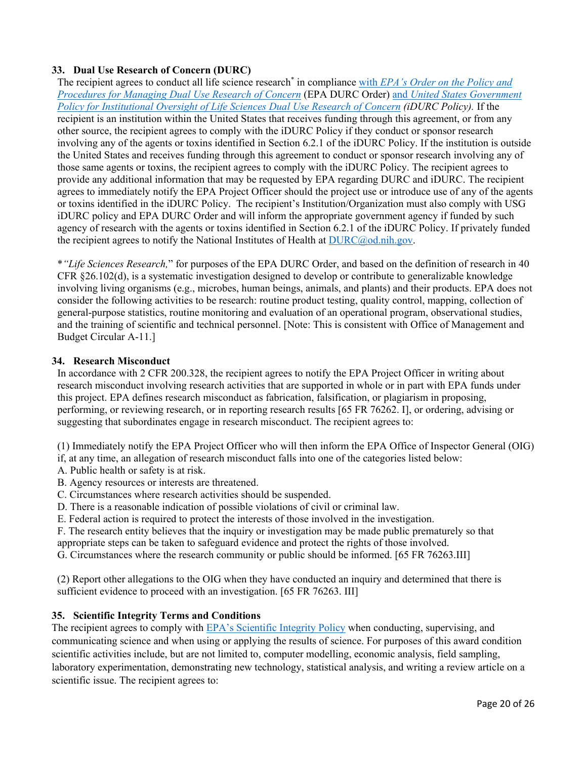### 33. Dual Use Research of Concern (DURC)

The recipient agrees to conduct all life science research* in compliance with *EPA's Order on the Policy and Procedures for Managing Dual Use Research of Concern* (EPA DURC Order) and *United States Government Policy for Institutional Oversight of Life Sciences Dual Use Research of Concern* *(iDURC Policy).* If the recipient is an institution within the United States that receives funding through this agreement, or from any other source, the recipient agrees to comply with the iDURC Policy if they conduct or sponsor research involving any of the agents or toxins identified in Section 6.2.1 of the iDURC Policy. If the institution is outside the United States and receives funding through this agreement to conduct or sponsor research involving any of those same agents or toxins, the recipient agrees to comply with the iDURC Policy. The recipient agrees to provide any additional information that may be requested by EPA regarding DURC and iDURC. The recipient agrees to immediately notify the EPA Project Officer should the project use or introduce use of any of the agents or toxins identified in the iDURC Policy. The recipient's Institution/Organization must also comply with USG iDURC policy and EPA DURC Order and will inform the appropriate government agency if funded by such agency of research with the agents or toxins identified in Section 6.2.1 of the iDURC Policy. If privately funded the recipient agrees to notify the National Institutes of Health at DURC@od.nih.gov.

**"Life Sciences Research,*" for purposes of the EPA DURC Order, and based on the definition of research in 40 CFR §26.102(d), is a systematic investigation designed to develop or contribute to generalizable knowledge involving living organisms (e.g., microbes, human beings, animals, and plants) and their products. EPA does not consider the following activities to be research: routine product testing, quality control, mapping, collection of general-purpose statistics, routine monitoring and evaluation of an operational program, observational studies, and the training of scientific and technical personnel. [Note: This is consistent with Office of Management and Budget Circular A-11.]

### 34. Research Misconduct

In accordance with 2 CFR 200.328, the recipient agrees to notify the EPA Project Officer in writing about research misconduct involving research activities that are supported in whole or in part with EPA funds under this project. EPA defines research misconduct as fabrication, falsification, or plagiarism in proposing, performing, or reviewing research, or in reporting research results [65 FR 76262. I], or ordering, advising or suggesting that subordinates engage in research misconduct. The recipient agrees to:

(1) Immediately notify the EPA Project Officer who will then inform the EPA Office of Inspector General (OIG) if, at any time, an allegation of research misconduct falls into one of the categories listed below:
A. Public health or safety is at risk.
B. Agency resources or interests are threatened.
C. Circumstances where research activities should be suspended.
D. There is a reasonable indication of possible violations of civil or criminal law.
E. Federal action is required to protect the interests of those involved in the investigation.
F. The research entity believes that the inquiry or investigation may be made public prematurely so that appropriate steps can be taken to safeguard evidence and protect the rights of those involved.
G. Circumstances where the research community or public should be informed. [65 FR 76263.III]

(2) Report other allegations to the OIG when they have conducted an inquiry and determined that there is sufficient evidence to proceed with an investigation. [65 FR 76263. III]

### 35. Scientific Integrity Terms and Conditions

The recipient agrees to comply with EPA's Scientific Integrity Policy when conducting, supervising, and communicating science and when using or applying the results of science. For purposes of this award condition scientific activities include, but are not limited to, computer modelling, economic analysis, field sampling, laboratory experimentation, demonstrating new technology, statistical analysis, and writing a review article on a scientific issue. The recipient agrees to: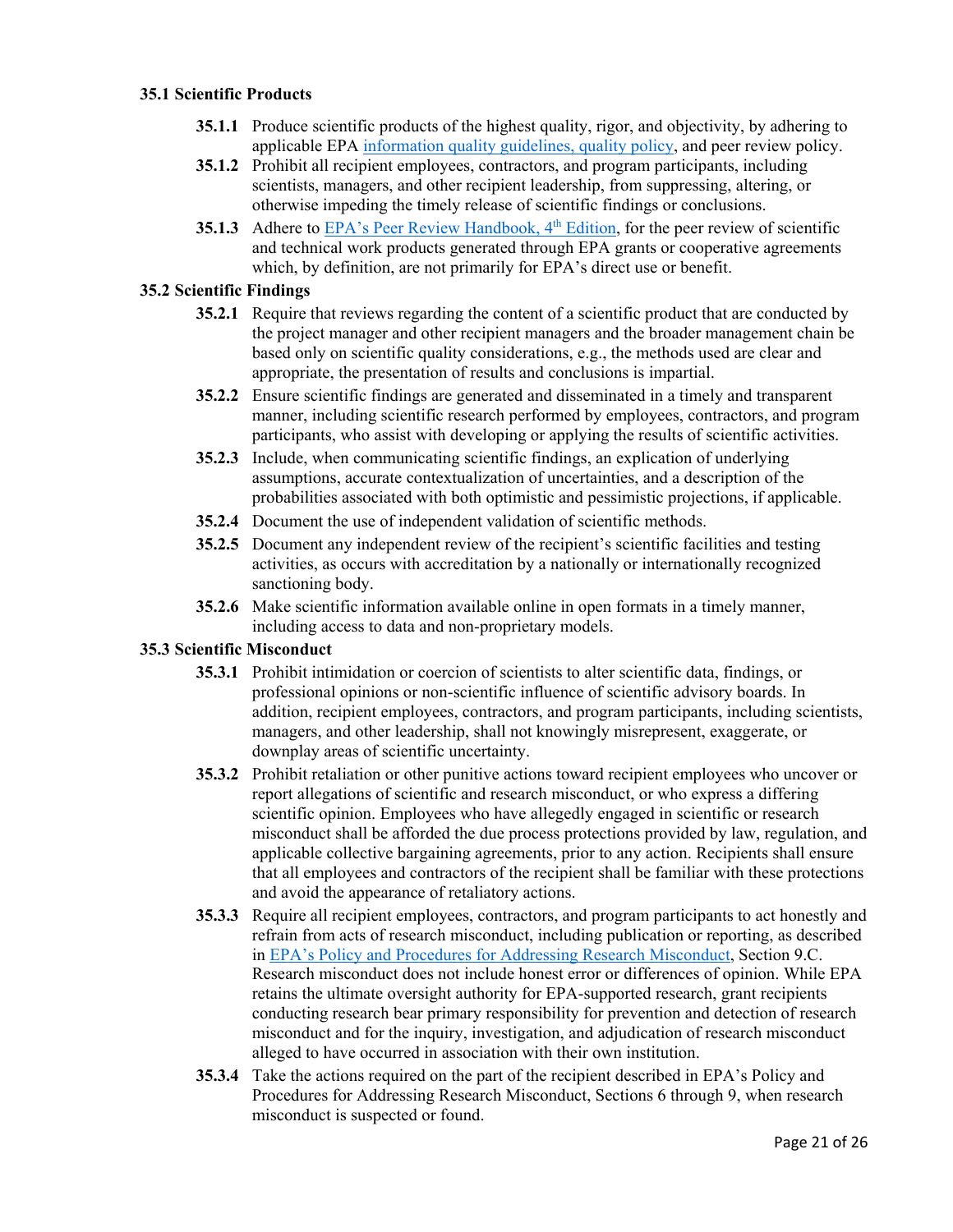### 35.1 Scientific Products

- **35.1.1** Produce scientific products of the highest quality, rigor, and objectivity, by adhering to applicable EPA [information quality guidelines, quality policy](), and peer review policy.
- **35.1.2** Prohibit all recipient employees, contractors, and program participants, including scientists, managers, and other recipient leadership, from suppressing, altering, or otherwise impeding the timely release of scientific findings or conclusions.
- **35.1.3** Adhere to [EPA's Peer Review Handbook, 4th Edition](), for the peer review of scientific and technical work products generated through EPA grants or cooperative agreements which, by definition, are not primarily for EPA's direct use or benefit.

### 35.2 Scientific Findings

- **35.2.1** Require that reviews regarding the content of a scientific product that are conducted by the project manager and other recipient managers and the broader management chain be based only on scientific quality considerations, e.g., the methods used are clear and appropriate, the presentation of results and conclusions is impartial.
- **35.2.2** Ensure scientific findings are generated and disseminated in a timely and transparent manner, including scientific research performed by employees, contractors, and program participants, who assist with developing or applying the results of scientific activities.
- **35.2.3** Include, when communicating scientific findings, an explication of underlying assumptions, accurate contextualization of uncertainties, and a description of the probabilities associated with both optimistic and pessimistic projections, if applicable.
- **35.2.4** Document the use of independent validation of scientific methods.
- **35.2.5** Document any independent review of the recipient's scientific facilities and testing activities, as occurs with accreditation by a nationally or internationally recognized sanctioning body.
- **35.2.6** Make scientific information available online in open formats in a timely manner, including access to data and non-proprietary models.

### 35.3 Scientific Misconduct

- **35.3.1** Prohibit intimidation or coercion of scientists to alter scientific data, findings, or professional opinions or non-scientific influence of scientific advisory boards. In addition, recipient employees, contractors, and program participants, including scientists, managers, and other leadership, shall not knowingly misrepresent, exaggerate, or downplay areas of scientific uncertainty.
- **35.3.2** Prohibit retaliation or other punitive actions toward recipient employees who uncover or report allegations of scientific and research misconduct, or who express a differing scientific opinion. Employees who have allegedly engaged in scientific or research misconduct shall be afforded the due process protections provided by law, regulation, and applicable collective bargaining agreements, prior to any action. Recipients shall ensure that all employees and contractors of the recipient shall be familiar with these protections and avoid the appearance of retaliatory actions.
- **35.3.3** Require all recipient employees, contractors, and program participants to act honestly and refrain from acts of research misconduct, including publication or reporting, as described in [EPA's Policy and Procedures for Addressing Research Misconduct](), Section 9.C. Research misconduct does not include honest error or differences of opinion. While EPA retains the ultimate oversight authority for EPA-supported research, grant recipients conducting research bear primary responsibility for prevention and detection of research misconduct and for the inquiry, investigation, and adjudication of research misconduct alleged to have occurred in association with their own institution.
- **35.3.4** Take the actions required on the part of the recipient described in EPA's Policy and Procedures for Addressing Research Misconduct, Sections 6 through 9, when research misconduct is suspected or found.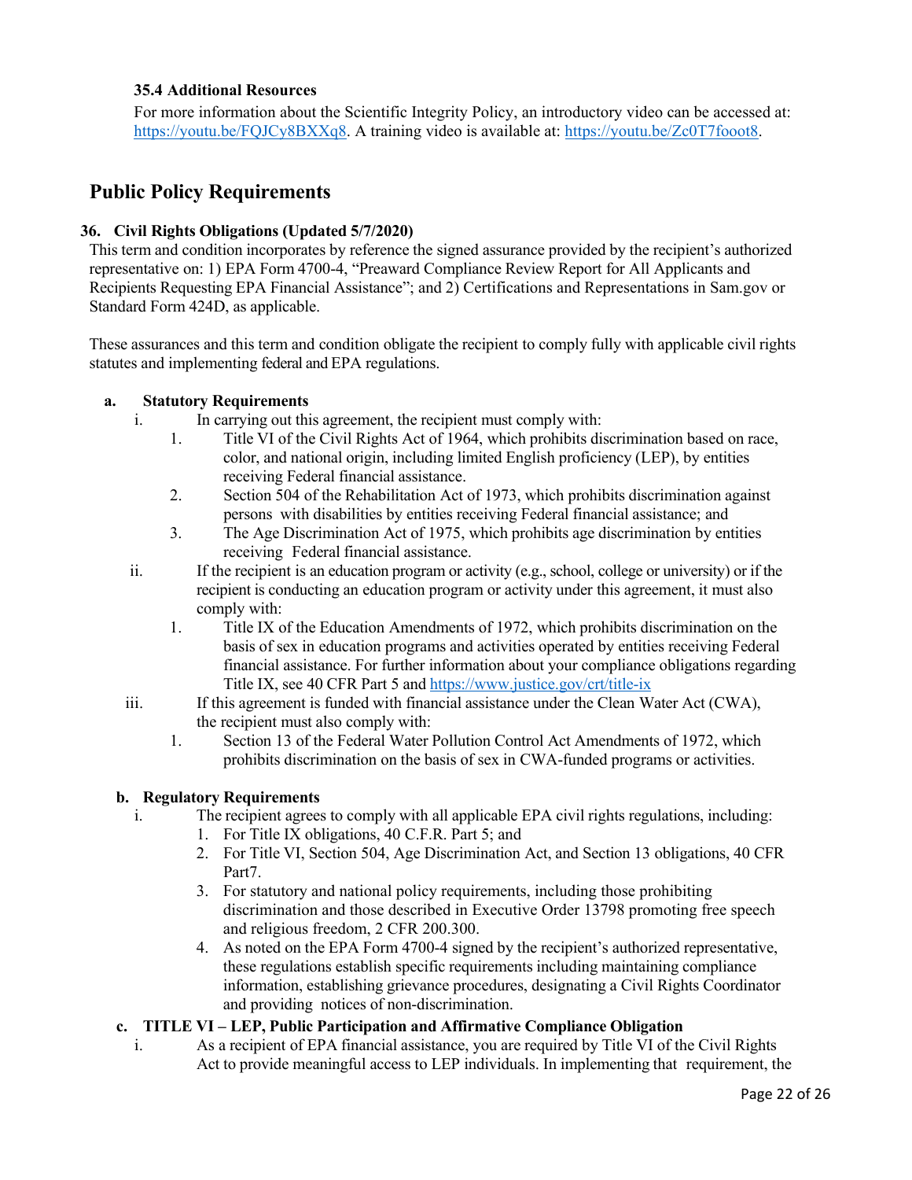### 35.4 Additional Resources

For more information about the Scientific Integrity Policy, an introductory video can be accessed at: https://youtu.be/FQJCy8BXXq8. A training video is available at: https://youtu.be/Zc0T7foot8.

## Public Policy Requirements

### 36. Civil Rights Obligations (Updated 5/7/2020)

This term and condition incorporates by reference the signed assurance provided by the recipient's authorized representative on: 1) EPA Form 4700-4, "Preaward Compliance Review Report for All Applicants and Recipients Requesting EPA Financial Assistance"; and 2) Certifications and Representations in Sam.gov or Standard Form 424D, as applicable.

These assurances and this term and condition obligate the recipient to comply fully with applicable civil rights statutes and implementing federal and EPA regulations.

**a. Statutory Requirements**

i. In carrying out this agreement, the recipient must comply with:
   1. Title VI of the Civil Rights Act of 1964, which prohibits discrimination based on race, color, and national origin, including limited English proficiency (LEP), by entities receiving Federal financial assistance.
   2. Section 504 of the Rehabilitation Act of 1973, which prohibits discrimination against persons with disabilities by entities receiving Federal financial assistance; and
   3. The Age Discrimination Act of 1975, which prohibits age discrimination by entities receiving Federal financial assistance.

ii. If the recipient is an education program or activity (e.g., school, college or university) or if the recipient is conducting an education program or activity under this agreement, it must also comply with:
   1. Title IX of the Education Amendments of 1972, which prohibits discrimination on the basis of sex in education programs and activities operated by entities receiving Federal financial assistance. For further information about your compliance obligations regarding Title IX, see 40 CFR Part 5 and https://www.justice.gov/crt/title-ix

iii. If this agreement is funded with financial assistance under the Clean Water Act (CWA), the recipient must also comply with:
   1. Section 13 of the Federal Water Pollution Control Act Amendments of 1972, which prohibits discrimination on the basis of sex in CWA-funded programs or activities.

**b. Regulatory Requirements**

i. The recipient agrees to comply with all applicable EPA civil rights regulations, including:
   1. For Title IX obligations, 40 C.F.R. Part 5; and
   2. For Title VI, Section 504, Age Discrimination Act, and Section 13 obligations, 40 CFR Part7.
   3. For statutory and national policy requirements, including those prohibiting discrimination and those described in Executive Order 13798 promoting free speech and religious freedom, 2 CFR 200.300.
   4. As noted on the EPA Form 4700-4 signed by the recipient's authorized representative, these regulations establish specific requirements including maintaining compliance information, establishing grievance procedures, designating a Civil Rights Coordinator and providing notices of non-discrimination.

**c. TITLE VI – LEP, Public Participation and Affirmative Compliance Obligation**

i. As a recipient of EPA financial assistance, you are required by Title VI of the Civil Rights Act to provide meaningful access to LEP individuals. In implementing that requirement, the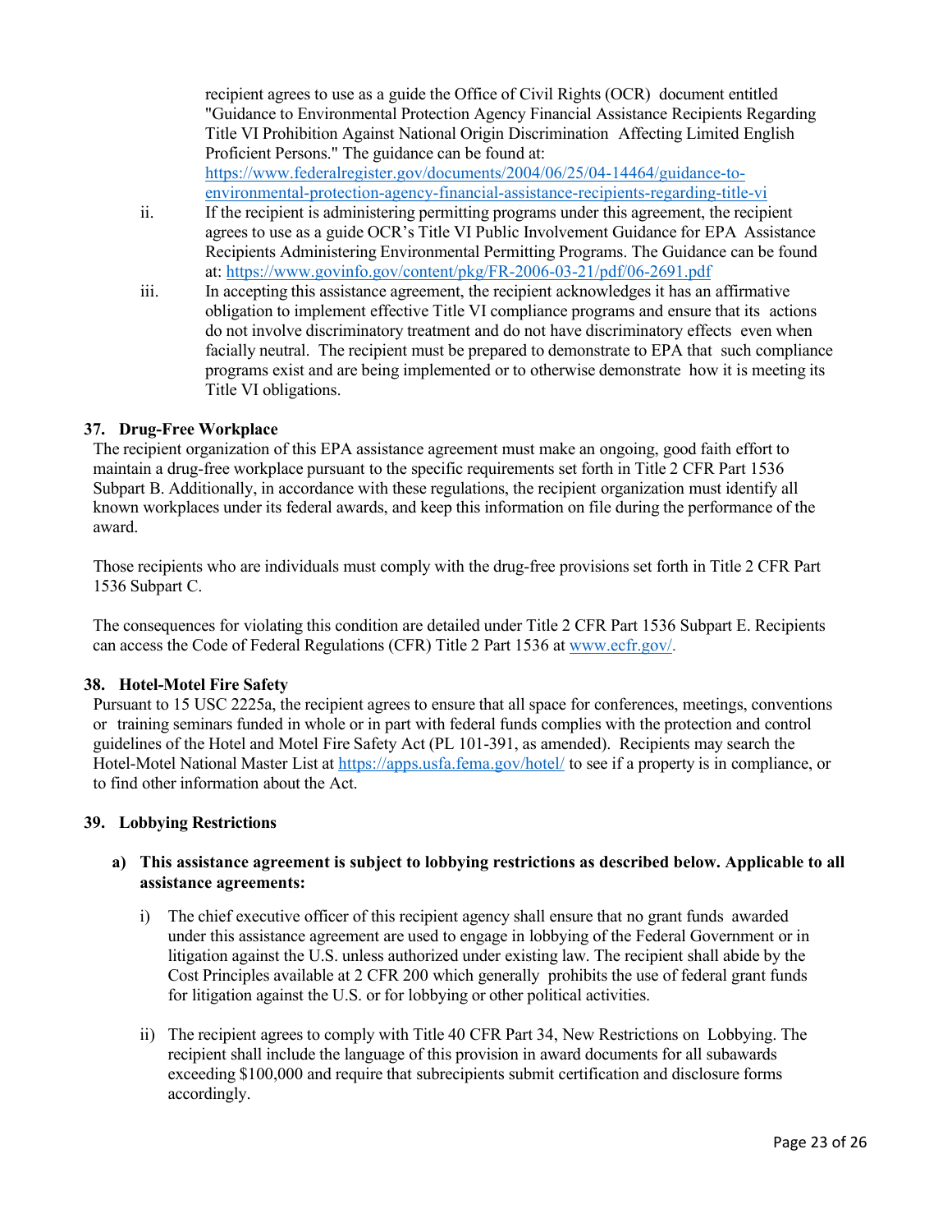recipient agrees to use as a guide the Office of Civil Rights (OCR) document entitled "Guidance to Environmental Protection Agency Financial Assistance Recipients Regarding Title VI Prohibition Against National Origin Discrimination Affecting Limited English Proficient Persons." The guidance can be found at: https://www.federalregister.gov/documents/2004/06/25/04-14464/guidance-to-environmental-protection-agency-financial-assistance-recipients-regarding-title-vi

ii. If the recipient is administering permitting programs under this agreement, the recipient agrees to use as a guide OCR's Title VI Public Involvement Guidance for EPA Assistance Recipients Administering Environmental Permitting Programs. The Guidance can be found at: https://www.govinfo.gov/content/pkg/FR-2006-03-21/pdf/06-2691.pdf

iii. In accepting this assistance agreement, the recipient acknowledges it has an affirmative obligation to implement effective Title VI compliance programs and ensure that its actions do not involve discriminatory treatment and do not have discriminatory effects even when facially neutral. The recipient must be prepared to demonstrate to EPA that such compliance programs exist and are being implemented or to otherwise demonstrate how it is meeting its Title VI obligations.

## 37. Drug-Free Workplace

The recipient organization of this EPA assistance agreement must make an ongoing, good faith effort to maintain a drug-free workplace pursuant to the specific requirements set forth in Title 2 CFR Part 1536 Subpart B. Additionally, in accordance with these regulations, the recipient organization must identify all known workplaces under its federal awards, and keep this information on file during the performance of the award.

Those recipients who are individuals must comply with the drug-free provisions set forth in Title 2 CFR Part 1536 Subpart C.

The consequences for violating this condition are detailed under Title 2 CFR Part 1536 Subpart E. Recipients can access the Code of Federal Regulations (CFR) Title 2 Part 1536 at www.ecfr.gov/.

## 38. Hotel-Motel Fire Safety

Pursuant to 15 USC 2225a, the recipient agrees to ensure that all space for conferences, meetings, conventions or training seminars funded in whole or in part with federal funds complies with the protection and control guidelines of the Hotel and Motel Fire Safety Act (PL 101-391, as amended). Recipients may search the Hotel-Motel National Master List at https://apps.usfa.fema.gov/hotel/ to see if a property is in compliance, or to find other information about the Act.

## 39. Lobbying Restrictions

**a) This assistance agreement is subject to lobbying restrictions as described below. Applicable to all assistance agreements:**

i) The chief executive officer of this recipient agency shall ensure that no grant funds awarded under this assistance agreement are used to engage in lobbying of the Federal Government or in litigation against the U.S. unless authorized under existing law. The recipient shall abide by the Cost Principles available at 2 CFR 200 which generally prohibits the use of federal grant funds for litigation against the U.S. or for lobbying or other political activities.

ii) The recipient agrees to comply with Title 40 CFR Part 34, New Restrictions on Lobbying. The recipient shall include the language of this provision in award documents for all subawards exceeding $100,000 and require that subrecipients submit certification and disclosure forms accordingly.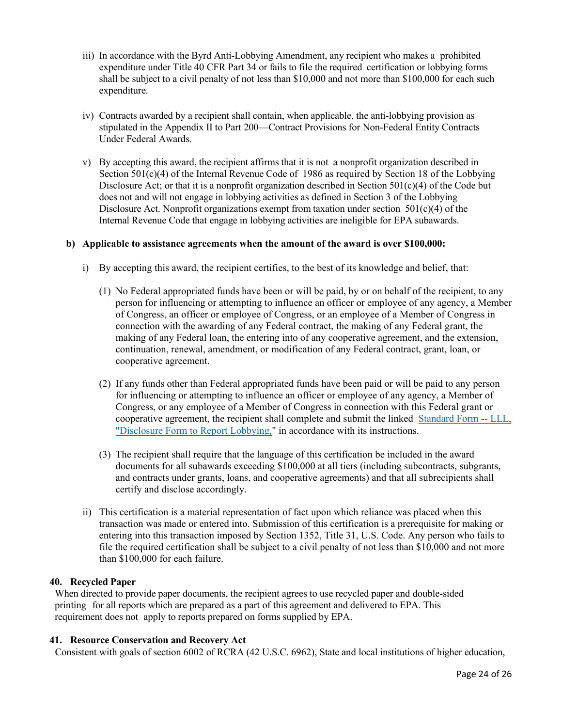iii) In accordance with the Byrd Anti-Lobbying Amendment, any recipient who makes a prohibited expenditure under Title 40 CFR Part 34 or fails to file the required certification or lobbying forms shall be subject to a civil penalty of not less than $10,000 and not more than $100,000 for each such expenditure.

iv) Contracts awarded by a recipient shall contain, when applicable, the anti-lobbying provision as stipulated in the Appendix II to Part 200—Contract Provisions for Non-Federal Entity Contracts Under Federal Awards.

v) By accepting this award, the recipient affirms that it is not a nonprofit organization described in Section 501(c)(4) of the Internal Revenue Code of 1986 as required by Section 18 of the Lobbying Disclosure Act; or that it is a nonprofit organization described in Section 501(c)(4) of the Code but does not and will not engage in lobbying activities as defined in Section 3 of the Lobbying Disclosure Act. Nonprofit organizations exempt from taxation under section 501(c)(4) of the Internal Revenue Code that engage in lobbying activities are ineligible for EPA subawards.

**b) Applicable to assistance agreements when the amount of the award is over $100,000:**

i) By accepting this award, the recipient certifies, to the best of its knowledge and belief, that:

(1) No Federal appropriated funds have been or will be paid, by or on behalf of the recipient, to any person for influencing or attempting to influence an officer or employee of any agency, a Member of Congress, an officer or employee of Congress, or an employee of a Member of Congress in connection with the awarding of any Federal contract, the making of any Federal grant, the making of any Federal loan, the entering into of any cooperative agreement, and the extension, continuation, renewal, amendment, or modification of any Federal contract, grant, loan, or cooperative agreement.

(2) If any funds other than Federal appropriated funds have been paid or will be paid to any person for influencing or attempting to influence an officer or employee of any agency, a Member of Congress, or any employee of a Member of Congress in connection with this Federal grant or cooperative agreement, the recipient shall complete and submit the linked Standard Form -- LLL, "Disclosure Form to Report Lobbying," in accordance with its instructions.

(3) The recipient shall require that the language of this certification be included in the award documents for all subawards exceeding $100,000 at all tiers (including subcontracts, subgrants, and contracts under grants, loans, and cooperative agreements) and that all subrecipients shall certify and disclose accordingly.

ii) This certification is a material representation of fact upon which reliance was placed when this transaction was made or entered into. Submission of this certification is a prerequisite for making or entering into this transaction imposed by Section 1352, Title 31, U.S. Code. Any person who fails to file the required certification shall be subject to a civil penalty of not less than $10,000 and not more than $100,000 for each failure.

**40. Recycled Paper**

When directed to provide paper documents, the recipient agrees to use recycled paper and double-sided printing for all reports which are prepared as a part of this agreement and delivered to EPA. This requirement does not apply to reports prepared on forms supplied by EPA.

**41. Resource Conservation and Recovery Act**

Consistent with goals of section 6002 of RCRA (42 U.S.C. 6962), State and local institutions of higher education,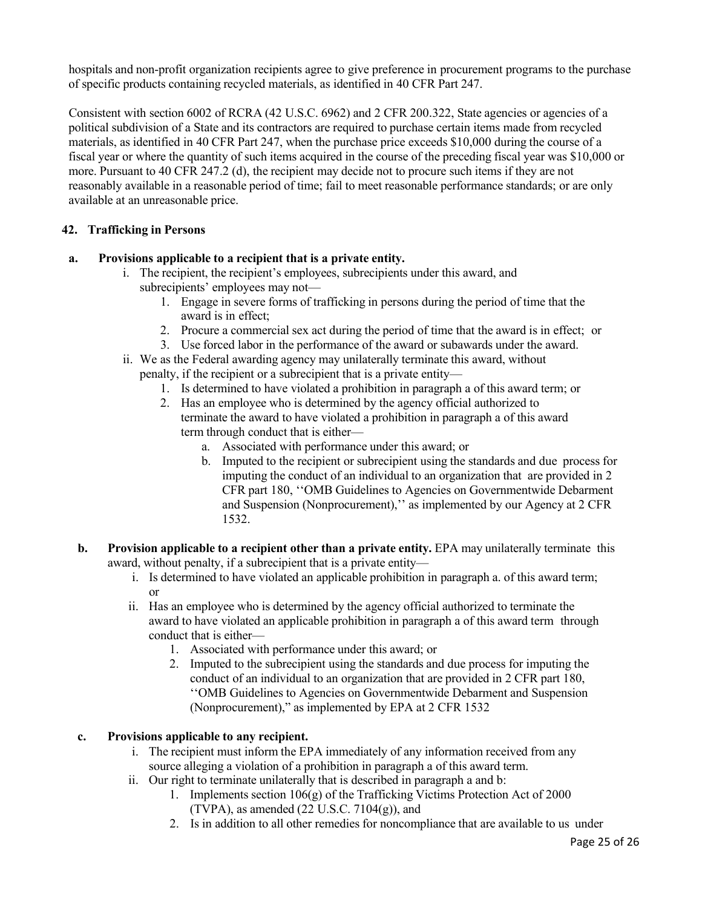hospitals and non-profit organization recipients agree to give preference in procurement programs to the purchase of specific products containing recycled materials, as identified in 40 CFR Part 247.

Consistent with section 6002 of RCRA (42 U.S.C. 6962) and 2 CFR 200.322, State agencies or agencies of a political subdivision of a State and its contractors are required to purchase certain items made from recycled materials, as identified in 40 CFR Part 247, when the purchase price exceeds $10,000 during the course of a fiscal year or where the quantity of such items acquired in the course of the preceding fiscal year was $10,000 or more. Pursuant to 40 CFR 247.2 (d), the recipient may decide not to procure such items if they are not reasonably available in a reasonable period of time; fail to meet reasonable performance standards; or are only available at an unreasonable price.

### 42. Trafficking in Persons

**a. Provisions applicable to a recipient that is a private entity.**

- i. The recipient, the recipient's employees, subrecipients under this award, and subrecipients' employees may not—
  1. Engage in severe forms of trafficking in persons during the period of time that the award is in effect;
  2. Procure a commercial sex act during the period of time that the award is in effect; or
  3. Use forced labor in the performance of the award or subawards under the award.
- ii. We as the Federal awarding agency may unilaterally terminate this award, without penalty, if the recipient or a subrecipient that is a private entity—
  1. Is determined to have violated a prohibition in paragraph a of this award term; or
  2. Has an employee who is determined by the agency official authorized to terminate the award to have violated a prohibition in paragraph a of this award term through conduct that is either—
     - a. Associated with performance under this award; or
     - b. Imputed to the recipient or subrecipient using the standards and due process for imputing the conduct of an individual to an organization that are provided in 2 CFR part 180, ''OMB Guidelines to Agencies on Governmentwide Debarment and Suspension (Nonprocurement),'' as implemented by our Agency at 2 CFR 1532.

**b. Provision applicable to a recipient other than a private entity.** EPA may unilaterally terminate this award, without penalty, if a subrecipient that is a private entity—

- i. Is determined to have violated an applicable prohibition in paragraph a. of this award term; or
- ii. Has an employee who is determined by the agency official authorized to terminate the award to have violated an applicable prohibition in paragraph a of this award term through conduct that is either—
  1. Associated with performance under this award; or
  2. Imputed to the subrecipient using the standards and due process for imputing the conduct of an individual to an organization that are provided in 2 CFR part 180, ''OMB Guidelines to Agencies on Governmentwide Debarment and Suspension (Nonprocurement)," as implemented by EPA at 2 CFR 1532

**c. Provisions applicable to any recipient.**

- i. The recipient must inform the EPA immediately of any information received from any source alleging a violation of a prohibition in paragraph a of this award term.
- ii. Our right to terminate unilaterally that is described in paragraph a and b:
  1. Implements section 106(g) of the Trafficking Victims Protection Act of 2000 (TVPA), as amended (22 U.S.C. 7104(g)), and
  2. Is in addition to all other remedies for noncompliance that are available to us under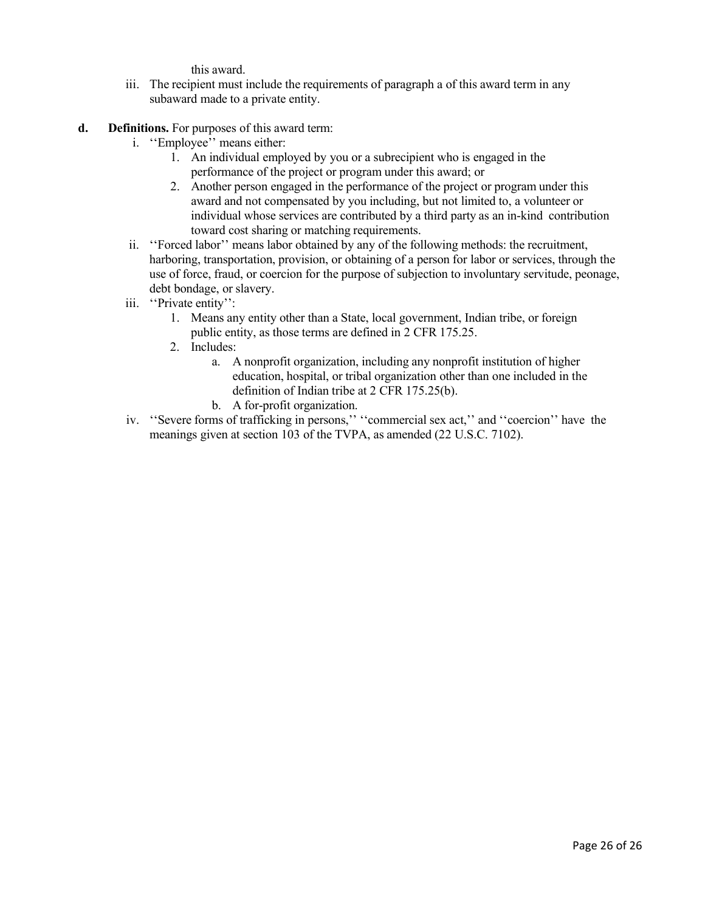this award.

iii. The recipient must include the requirements of paragraph a of this award term in any subaward made to a private entity.

**d. Definitions.** For purposes of this award term:

i. ''Employee'' means either:
   1. An individual employed by you or a subrecipient who is engaged in the performance of the project or program under this award; or
   2. Another person engaged in the performance of the project or program under this award and not compensated by you including, but not limited to, a volunteer or individual whose services are contributed by a third party as an in-kind contribution toward cost sharing or matching requirements.

ii. ''Forced labor'' means labor obtained by any of the following methods: the recruitment, harboring, transportation, provision, or obtaining of a person for labor or services, through the use of force, fraud, or coercion for the purpose of subjection to involuntary servitude, peonage, debt bondage, or slavery.

iii. ''Private entity'':
   1. Means any entity other than a State, local government, Indian tribe, or foreign public entity, as those terms are defined in 2 CFR 175.25.
   2. Includes:
      a. A nonprofit organization, including any nonprofit institution of higher education, hospital, or tribal organization other than one included in the definition of Indian tribe at 2 CFR 175.25(b).
      b. A for-profit organization.

iv. ''Severe forms of trafficking in persons,'' ''commercial sex act,'' and ''coercion'' have the meanings given at section 103 of the TVPA, as amended (22 U.S.C. 7102).